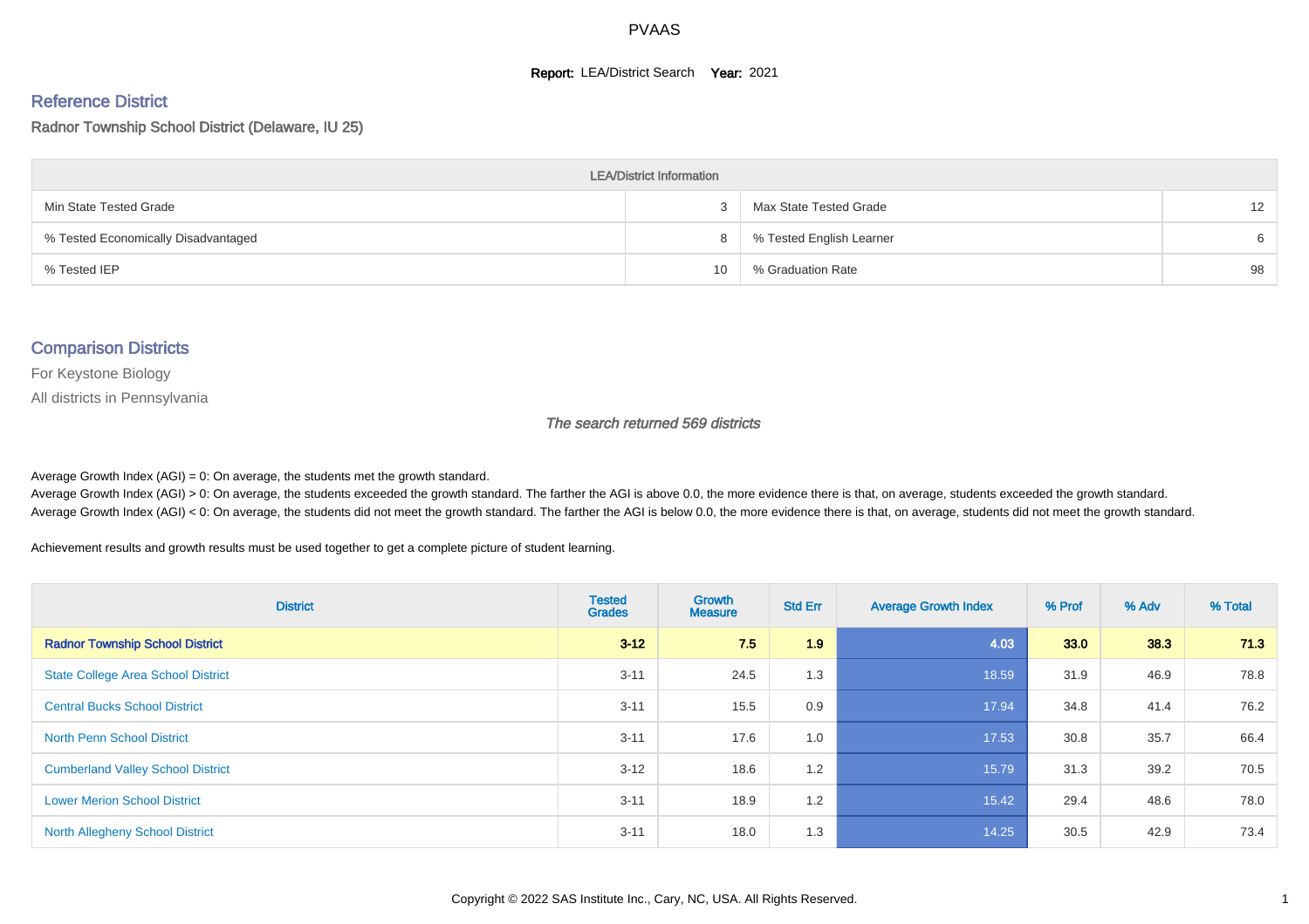# PVAAS

**Report:** LEA/District Search **Year:** 2021

## Reference District

### Radnor Township School District (Delaware, IU 25)

| LEA/District Information | | | |
|---|---|---|---|
| Min State Tested Grade | 3 | Max State Tested Grade | 12 |
| % Tested Economically Disadvantaged | 8 | % Tested English Learner | 6 |
| % Tested IEP | 10 | % Graduation Rate | 98 |

## Comparison Districts

For Keystone Biology

All districts in Pennsylvania

*The search returned 569 districts*

Average Growth Index (AGI) = 0: On average, the students met the growth standard.
Average Growth Index (AGI) > 0: On average, the students exceeded the growth standard. The farther the AGI is above 0.0, the more evidence there is that, on average, students exceeded the growth standard.
Average Growth Index (AGI) < 0: On average, the students did not meet the growth standard. The farther the AGI is below 0.0, the more evidence there is that, on average, students did not meet the growth standard.

Achievement results and growth results must be used together to get a complete picture of student learning.

| District | Tested Grades | Growth Measure | Std Err | Average Growth Index | % Prof | % Adv | % Total |
|---|---|---|---|---|---|---|---|
| **Radnor Township School District** | **3-12** | **7.5** | **1.9** | **4.03** | **33.0** | **38.3** | **71.3** |
| State College Area School District | 3-11 | 24.5 | 1.3 | 18.59 | 31.9 | 46.9 | 78.8 |
| Central Bucks School District | 3-11 | 15.5 | 0.9 | 17.94 | 34.8 | 41.4 | 76.2 |
| North Penn School District | 3-11 | 17.6 | 1.0 | 17.53 | 30.8 | 35.7 | 66.4 |
| Cumberland Valley School District | 3-12 | 18.6 | 1.2 | 15.79 | 31.3 | 39.2 | 70.5 |
| Lower Merion School District | 3-11 | 18.9 | 1.2 | 15.42 | 29.4 | 48.6 | 78.0 |
| North Allegheny School District | 3-11 | 18.0 | 1.3 | 14.25 | 30.5 | 42.9 | 73.4 |

Copyright © 2022 SAS Institute Inc., Cary, NC, USA. All Rights Reserved.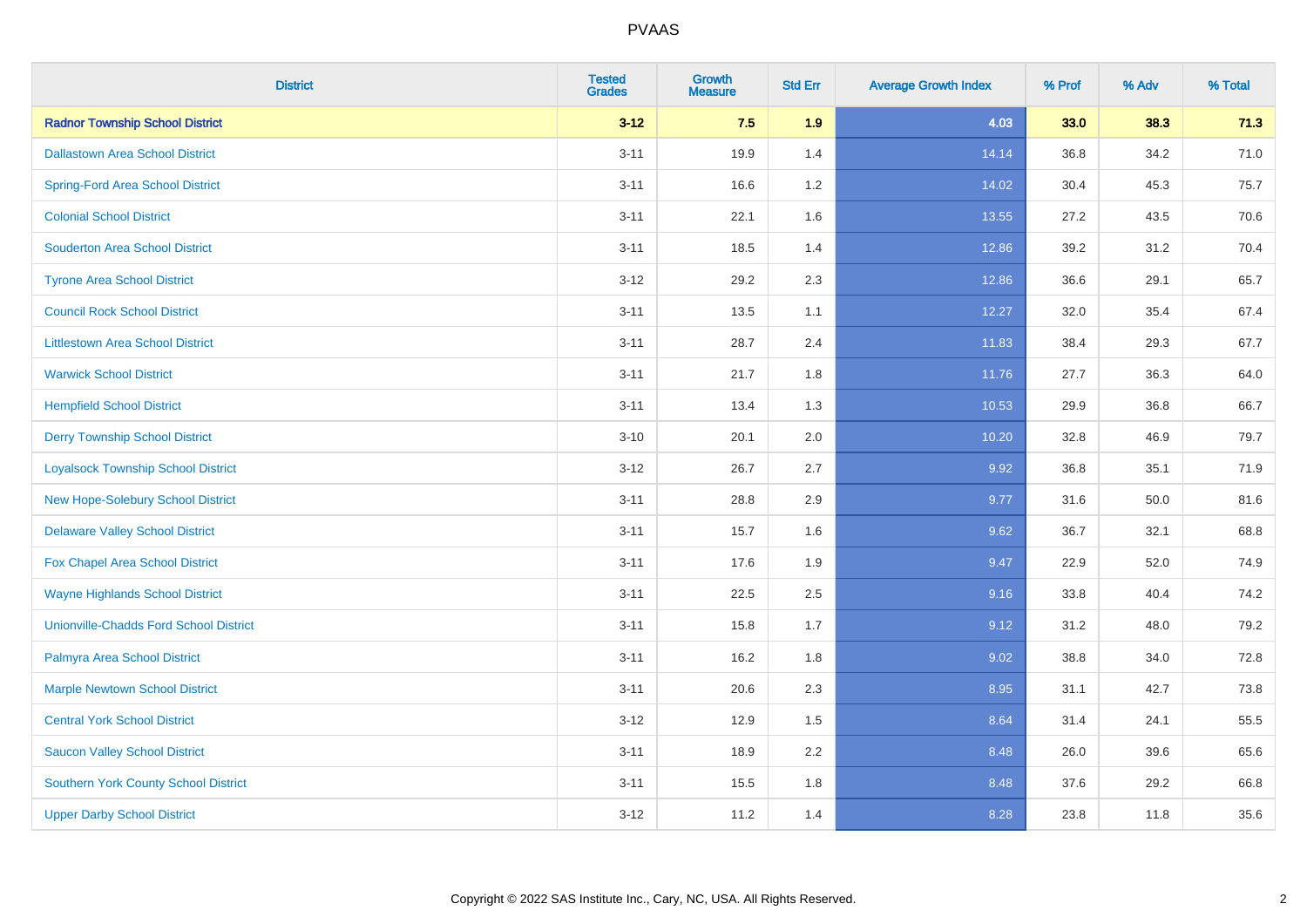| District | Tested Grades | Growth Measure | Std Err | Average Growth Index | % Prof | % Adv | % Total |
|---|---|---|---|---|---|---|---|
| **Radnor Township School District** | **3-12** | **7.5** | **1.9** | **4.03** | **33.0** | **38.3** | **71.3** |
| Dallastown Area School District | 3-11 | 19.9 | 1.4 | 14.14 | 36.8 | 34.2 | 71.0 |
| Spring-Ford Area School District | 3-11 | 16.6 | 1.2 | 14.02 | 30.4 | 45.3 | 75.7 |
| Colonial School District | 3-11 | 22.1 | 1.6 | 13.55 | 27.2 | 43.5 | 70.6 |
| Souderton Area School District | 3-11 | 18.5 | 1.4 | 12.86 | 39.2 | 31.2 | 70.4 |
| Tyrone Area School District | 3-12 | 29.2 | 2.3 | 12.86 | 36.6 | 29.1 | 65.7 |
| Council Rock School District | 3-11 | 13.5 | 1.1 | 12.27 | 32.0 | 35.4 | 67.4 |
| Littlestown Area School District | 3-11 | 28.7 | 2.4 | 11.83 | 38.4 | 29.3 | 67.7 |
| Warwick School District | 3-11 | 21.7 | 1.8 | 11.76 | 27.7 | 36.3 | 64.0 |
| Hempfield School District | 3-11 | 13.4 | 1.3 | 10.53 | 29.9 | 36.8 | 66.7 |
| Derry Township School District | 3-10 | 20.1 | 2.0 | 10.20 | 32.8 | 46.9 | 79.7 |
| Loyalsock Township School District | 3-12 | 26.7 | 2.7 | 9.92 | 36.8 | 35.1 | 71.9 |
| New Hope-Solebury School District | 3-11 | 28.8 | 2.9 | 9.77 | 31.6 | 50.0 | 81.6 |
| Delaware Valley School District | 3-11 | 15.7 | 1.6 | 9.62 | 36.7 | 32.1 | 68.8 |
| Fox Chapel Area School District | 3-11 | 17.6 | 1.9 | 9.47 | 22.9 | 52.0 | 74.9 |
| Wayne Highlands School District | 3-11 | 22.5 | 2.5 | 9.16 | 33.8 | 40.4 | 74.2 |
| Unionville-Chadds Ford School District | 3-11 | 15.8 | 1.7 | 9.12 | 31.2 | 48.0 | 79.2 |
| Palmyra Area School District | 3-11 | 16.2 | 1.8 | 9.02 | 38.8 | 34.0 | 72.8 |
| Marple Newtown School District | 3-11 | 20.6 | 2.3 | 8.95 | 31.1 | 42.7 | 73.8 |
| Central York School District | 3-12 | 12.9 | 1.5 | 8.64 | 31.4 | 24.1 | 55.5 |
| Saucon Valley School District | 3-11 | 18.9 | 2.2 | 8.48 | 26.0 | 39.6 | 65.6 |
| Southern York County School District | 3-11 | 15.5 | 1.8 | 8.48 | 37.6 | 29.2 | 66.8 |
| Upper Darby School District | 3-12 | 11.2 | 1.4 | 8.28 | 23.8 | 11.8 | 35.6 |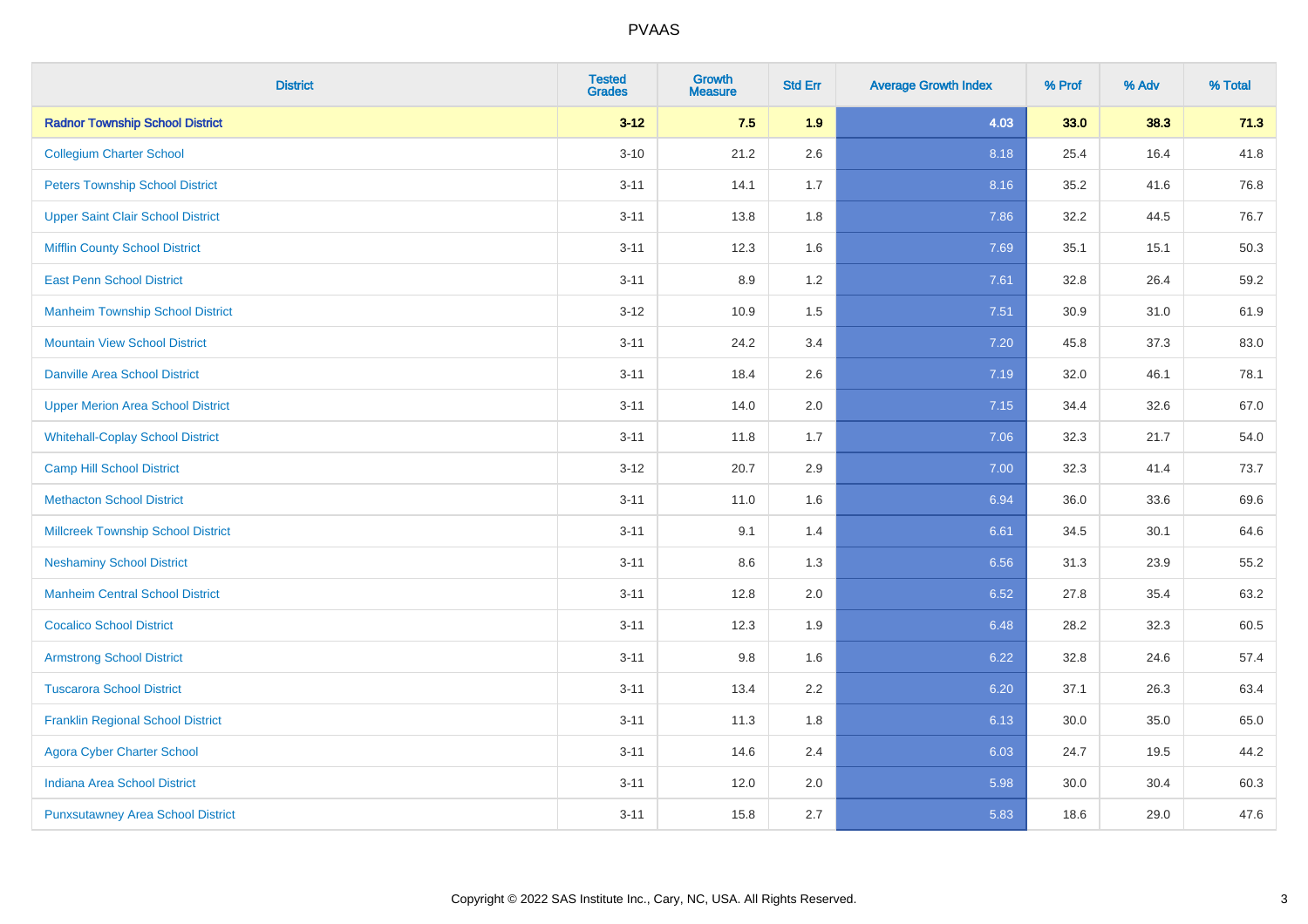# PVAAS

| District | Tested Grades | Growth Measure | Std Err | Average Growth Index | % Prof | % Adv | % Total |
|---|---|---|---|---|---|---|---|
| **Radnor Township School District** | **3-12** | **7.5** | **1.9** | **4.03** | **33.0** | **38.3** | **71.3** |
| Collegium Charter School | 3-10 | 21.2 | 2.6 | 8.18 | 25.4 | 16.4 | 41.8 |
| Peters Township School District | 3-11 | 14.1 | 1.7 | 8.16 | 35.2 | 41.6 | 76.8 |
| Upper Saint Clair School District | 3-11 | 13.8 | 1.8 | 7.86 | 32.2 | 44.5 | 76.7 |
| Mifflin County School District | 3-11 | 12.3 | 1.6 | 7.69 | 35.1 | 15.1 | 50.3 |
| East Penn School District | 3-11 | 8.9 | 1.2 | 7.61 | 32.8 | 26.4 | 59.2 |
| Manheim Township School District | 3-12 | 10.9 | 1.5 | 7.51 | 30.9 | 31.0 | 61.9 |
| Mountain View School District | 3-11 | 24.2 | 3.4 | 7.20 | 45.8 | 37.3 | 83.0 |
| Danville Area School District | 3-11 | 18.4 | 2.6 | 7.19 | 32.0 | 46.1 | 78.1 |
| Upper Merion Area School District | 3-11 | 14.0 | 2.0 | 7.15 | 34.4 | 32.6 | 67.0 |
| Whitehall-Coplay School District | 3-11 | 11.8 | 1.7 | 7.06 | 32.3 | 21.7 | 54.0 |
| Camp Hill School District | 3-12 | 20.7 | 2.9 | 7.00 | 32.3 | 41.4 | 73.7 |
| Methacton School District | 3-11 | 11.0 | 1.6 | 6.94 | 36.0 | 33.6 | 69.6 |
| Millcreek Township School District | 3-11 | 9.1 | 1.4 | 6.61 | 34.5 | 30.1 | 64.6 |
| Neshaminy School District | 3-11 | 8.6 | 1.3 | 6.56 | 31.3 | 23.9 | 55.2 |
| Manheim Central School District | 3-11 | 12.8 | 2.0 | 6.52 | 27.8 | 35.4 | 63.2 |
| Cocalico School District | 3-11 | 12.3 | 1.9 | 6.48 | 28.2 | 32.3 | 60.5 |
| Armstrong School District | 3-11 | 9.8 | 1.6 | 6.22 | 32.8 | 24.6 | 57.4 |
| Tuscarora School District | 3-11 | 13.4 | 2.2 | 6.20 | 37.1 | 26.3 | 63.4 |
| Franklin Regional School District | 3-11 | 11.3 | 1.8 | 6.13 | 30.0 | 35.0 | 65.0 |
| Agora Cyber Charter School | 3-11 | 14.6 | 2.4 | 6.03 | 24.7 | 19.5 | 44.2 |
| Indiana Area School District | 3-11 | 12.0 | 2.0 | 5.98 | 30.0 | 30.4 | 60.3 |
| Punxsutawney Area School District | 3-11 | 15.8 | 2.7 | 5.83 | 18.6 | 29.0 | 47.6 |

Copyright © 2022 SAS Institute Inc., Cary, NC, USA. All Rights Reserved.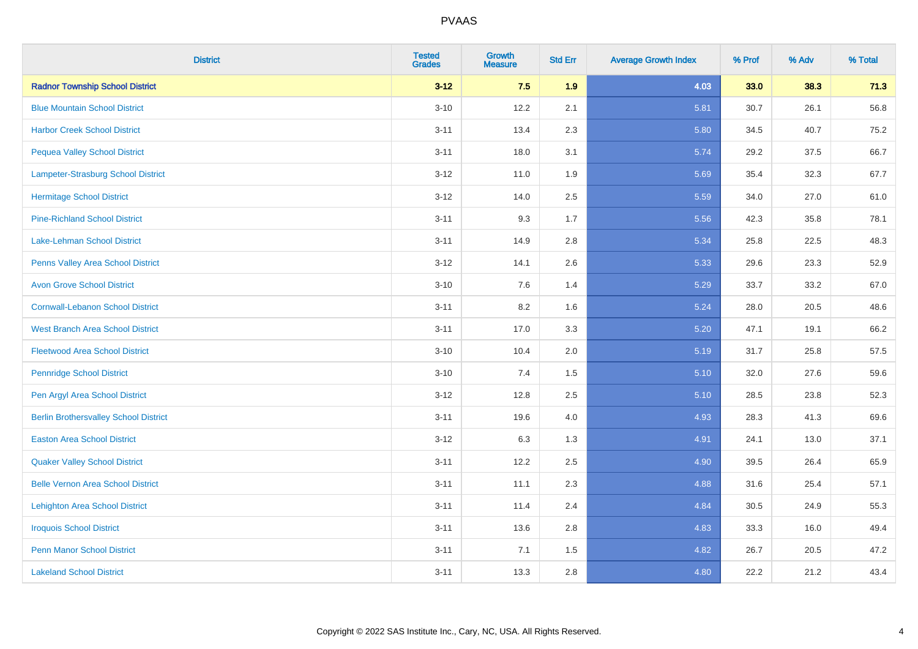# PVAAS

| District | Tested Grades | Growth Measure | Std Err | Average Growth Index | % Prof | % Adv | % Total |
|---|---|---|---|---|---|---|---|
| **Radnor Township School District** | **3-12** | **7.5** | **1.9** | **4.03** | **33.0** | **38.3** | **71.3** |
| Blue Mountain School District | 3-10 | 12.2 | 2.1 | 5.81 | 30.7 | 26.1 | 56.8 |
| Harbor Creek School District | 3-11 | 13.4 | 2.3 | 5.80 | 34.5 | 40.7 | 75.2 |
| Pequea Valley School District | 3-11 | 18.0 | 3.1 | 5.74 | 29.2 | 37.5 | 66.7 |
| Lampeter-Strasburg School District | 3-12 | 11.0 | 1.9 | 5.69 | 35.4 | 32.3 | 67.7 |
| Hermitage School District | 3-12 | 14.0 | 2.5 | 5.59 | 34.0 | 27.0 | 61.0 |
| Pine-Richland School District | 3-11 | 9.3 | 1.7 | 5.56 | 42.3 | 35.8 | 78.1 |
| Lake-Lehman School District | 3-11 | 14.9 | 2.8 | 5.34 | 25.8 | 22.5 | 48.3 |
| Penns Valley Area School District | 3-12 | 14.1 | 2.6 | 5.33 | 29.6 | 23.3 | 52.9 |
| Avon Grove School District | 3-10 | 7.6 | 1.4 | 5.29 | 33.7 | 33.2 | 67.0 |
| Cornwall-Lebanon School District | 3-11 | 8.2 | 1.6 | 5.24 | 28.0 | 20.5 | 48.6 |
| West Branch Area School District | 3-11 | 17.0 | 3.3 | 5.20 | 47.1 | 19.1 | 66.2 |
| Fleetwood Area School District | 3-10 | 10.4 | 2.0 | 5.19 | 31.7 | 25.8 | 57.5 |
| Pennridge School District | 3-10 | 7.4 | 1.5 | 5.10 | 32.0 | 27.6 | 59.6 |
| Pen Argyl Area School District | 3-12 | 12.8 | 2.5 | 5.10 | 28.5 | 23.8 | 52.3 |
| Berlin Brothersvalley School District | 3-11 | 19.6 | 4.0 | 4.93 | 28.3 | 41.3 | 69.6 |
| Easton Area School District | 3-12 | 6.3 | 1.3 | 4.91 | 24.1 | 13.0 | 37.1 |
| Quaker Valley School District | 3-11 | 12.2 | 2.5 | 4.90 | 39.5 | 26.4 | 65.9 |
| Belle Vernon Area School District | 3-11 | 11.1 | 2.3 | 4.88 | 31.6 | 25.4 | 57.1 |
| Lehighton Area School District | 3-11 | 11.4 | 2.4 | 4.84 | 30.5 | 24.9 | 55.3 |
| Iroquois School District | 3-11 | 13.6 | 2.8 | 4.83 | 33.3 | 16.0 | 49.4 |
| Penn Manor School District | 3-11 | 7.1 | 1.5 | 4.82 | 26.7 | 20.5 | 47.2 |
| Lakeland School District | 3-11 | 13.3 | 2.8 | 4.80 | 22.2 | 21.2 | 43.4 |

Copyright © 2022 SAS Institute Inc., Cary, NC, USA. All Rights Reserved.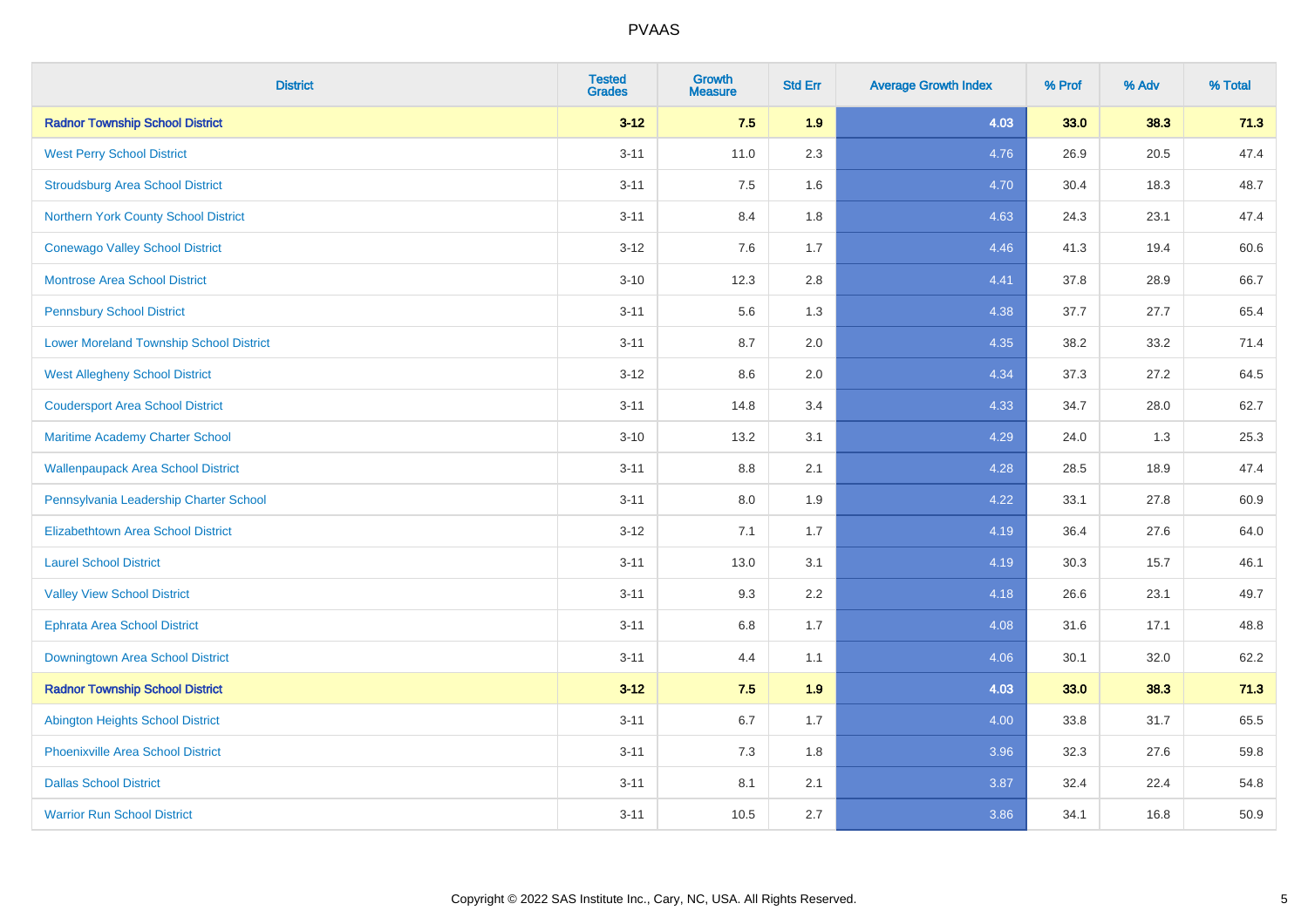# PVAAS

| District | Tested Grades | Growth Measure | Std Err | Average Growth Index | % Prof | % Adv | % Total |
|---|---|---|---|---|---|---|---|
| **Radnor Township School District** | **3-12** | **7.5** | **1.9** | **4.03** | **33.0** | **38.3** | **71.3** |
| West Perry School District | 3-11 | 11.0 | 2.3 | 4.76 | 26.9 | 20.5 | 47.4 |
| Stroudsburg Area School District | 3-11 | 7.5 | 1.6 | 4.70 | 30.4 | 18.3 | 48.7 |
| Northern York County School District | 3-11 | 8.4 | 1.8 | 4.63 | 24.3 | 23.1 | 47.4 |
| Conewago Valley School District | 3-12 | 7.6 | 1.7 | 4.46 | 41.3 | 19.4 | 60.6 |
| Montrose Area School District | 3-10 | 12.3 | 2.8 | 4.41 | 37.8 | 28.9 | 66.7 |
| Pennsbury School District | 3-11 | 5.6 | 1.3 | 4.38 | 37.7 | 27.7 | 65.4 |
| Lower Moreland Township School District | 3-11 | 8.7 | 2.0 | 4.35 | 38.2 | 33.2 | 71.4 |
| West Allegheny School District | 3-12 | 8.6 | 2.0 | 4.34 | 37.3 | 27.2 | 64.5 |
| Coudersport Area School District | 3-11 | 14.8 | 3.4 | 4.33 | 34.7 | 28.0 | 62.7 |
| Maritime Academy Charter School | 3-10 | 13.2 | 3.1 | 4.29 | 24.0 | 1.3 | 25.3 |
| Wallenpaupack Area School District | 3-11 | 8.8 | 2.1 | 4.28 | 28.5 | 18.9 | 47.4 |
| Pennsylvania Leadership Charter School | 3-11 | 8.0 | 1.9 | 4.22 | 33.1 | 27.8 | 60.9 |
| Elizabethtown Area School District | 3-12 | 7.1 | 1.7 | 4.19 | 36.4 | 27.6 | 64.0 |
| Laurel School District | 3-11 | 13.0 | 3.1 | 4.19 | 30.3 | 15.7 | 46.1 |
| Valley View School District | 3-11 | 9.3 | 2.2 | 4.18 | 26.6 | 23.1 | 49.7 |
| Ephrata Area School District | 3-11 | 6.8 | 1.7 | 4.08 | 31.6 | 17.1 | 48.8 |
| Downingtown Area School District | 3-11 | 4.4 | 1.1 | 4.06 | 30.1 | 32.0 | 62.2 |
| **Radnor Township School District** | **3-12** | **7.5** | **1.9** | **4.03** | **33.0** | **38.3** | **71.3** |
| Abington Heights School District | 3-11 | 6.7 | 1.7 | 4.00 | 33.8 | 31.7 | 65.5 |
| Phoenixville Area School District | 3-11 | 7.3 | 1.8 | 3.96 | 32.3 | 27.6 | 59.8 |
| Dallas School District | 3-11 | 8.1 | 2.1 | 3.87 | 32.4 | 22.4 | 54.8 |
| Warrior Run School District | 3-11 | 10.5 | 2.7 | 3.86 | 34.1 | 16.8 | 50.9 |

Copyright © 2022 SAS Institute Inc., Cary, NC, USA. All Rights Reserved.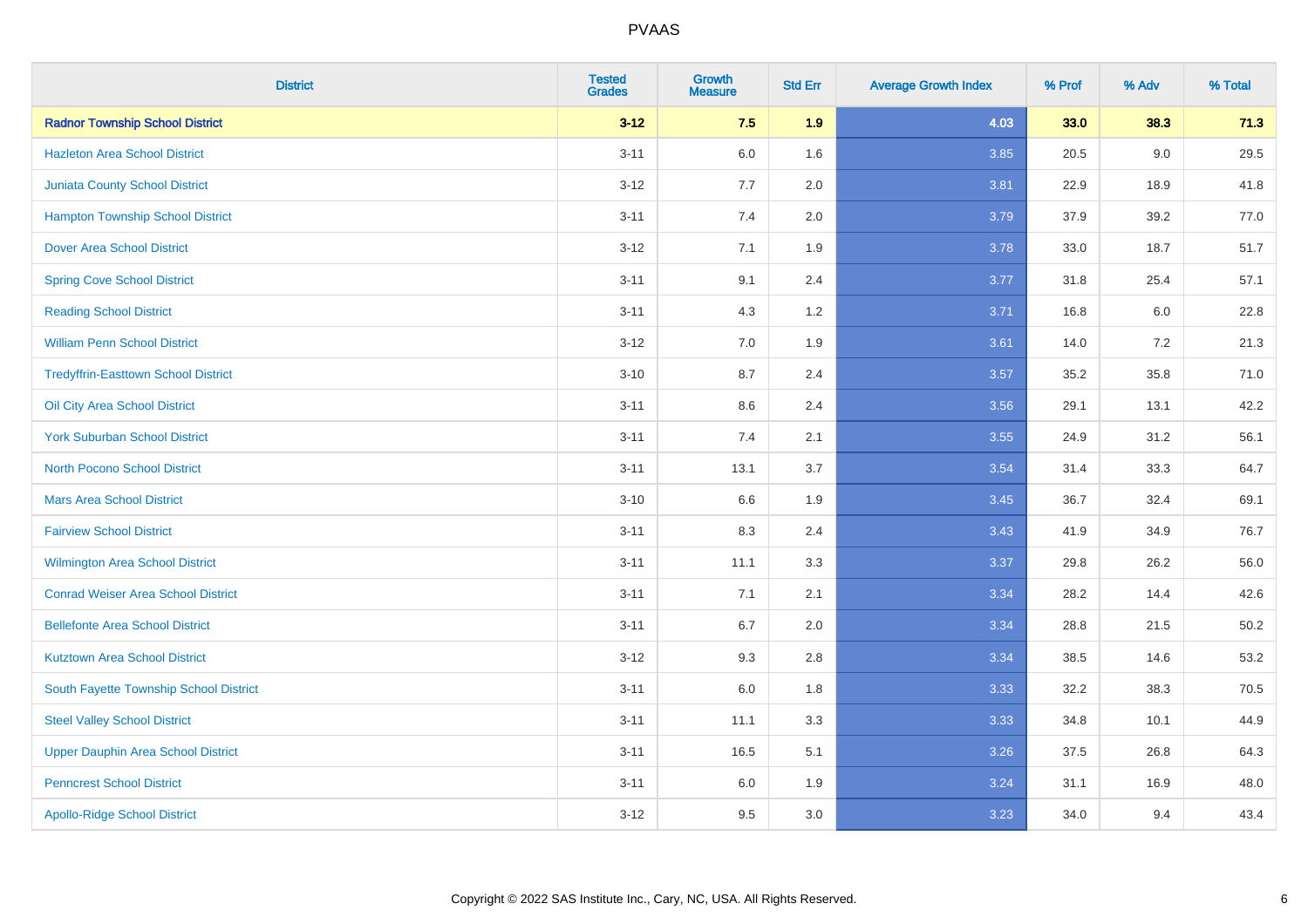| District | Tested Grades | Growth Measure | Std Err | Average Growth Index | % Prof | % Adv | % Total |
|---|---|---|---|---|---|---|---|
| **Radnor Township School District** | **3-12** | **7.5** | **1.9** | **4.03** | **33.0** | **38.3** | **71.3** |
| Hazleton Area School District | 3-11 | 6.0 | 1.6 | 3.85 | 20.5 | 9.0 | 29.5 |
| Juniata County School District | 3-12 | 7.7 | 2.0 | 3.81 | 22.9 | 18.9 | 41.8 |
| Hampton Township School District | 3-11 | 7.4 | 2.0 | 3.79 | 37.9 | 39.2 | 77.0 |
| Dover Area School District | 3-12 | 7.1 | 1.9 | 3.78 | 33.0 | 18.7 | 51.7 |
| Spring Cove School District | 3-11 | 9.1 | 2.4 | 3.77 | 31.8 | 25.4 | 57.1 |
| Reading School District | 3-11 | 4.3 | 1.2 | 3.71 | 16.8 | 6.0 | 22.8 |
| William Penn School District | 3-12 | 7.0 | 1.9 | 3.61 | 14.0 | 7.2 | 21.3 |
| Tredyffrin-Easttown School District | 3-10 | 8.7 | 2.4 | 3.57 | 35.2 | 35.8 | 71.0 |
| Oil City Area School District | 3-11 | 8.6 | 2.4 | 3.56 | 29.1 | 13.1 | 42.2 |
| York Suburban School District | 3-11 | 7.4 | 2.1 | 3.55 | 24.9 | 31.2 | 56.1 |
| North Pocono School District | 3-11 | 13.1 | 3.7 | 3.54 | 31.4 | 33.3 | 64.7 |
| Mars Area School District | 3-10 | 6.6 | 1.9 | 3.45 | 36.7 | 32.4 | 69.1 |
| Fairview School District | 3-11 | 8.3 | 2.4 | 3.43 | 41.9 | 34.9 | 76.7 |
| Wilmington Area School District | 3-11 | 11.1 | 3.3 | 3.37 | 29.8 | 26.2 | 56.0 |
| Conrad Weiser Area School District | 3-11 | 7.1 | 2.1 | 3.34 | 28.2 | 14.4 | 42.6 |
| Bellefonte Area School District | 3-11 | 6.7 | 2.0 | 3.34 | 28.8 | 21.5 | 50.2 |
| Kutztown Area School District | 3-12 | 9.3 | 2.8 | 3.34 | 38.5 | 14.6 | 53.2 |
| South Fayette Township School District | 3-11 | 6.0 | 1.8 | 3.33 | 32.2 | 38.3 | 70.5 |
| Steel Valley School District | 3-11 | 11.1 | 3.3 | 3.33 | 34.8 | 10.1 | 44.9 |
| Upper Dauphin Area School District | 3-11 | 16.5 | 5.1 | 3.26 | 37.5 | 26.8 | 64.3 |
| Penncrest School District | 3-11 | 6.0 | 1.9 | 3.24 | 31.1 | 16.9 | 48.0 |
| Apollo-Ridge School District | 3-12 | 9.5 | 3.0 | 3.23 | 34.0 | 9.4 | 43.4 |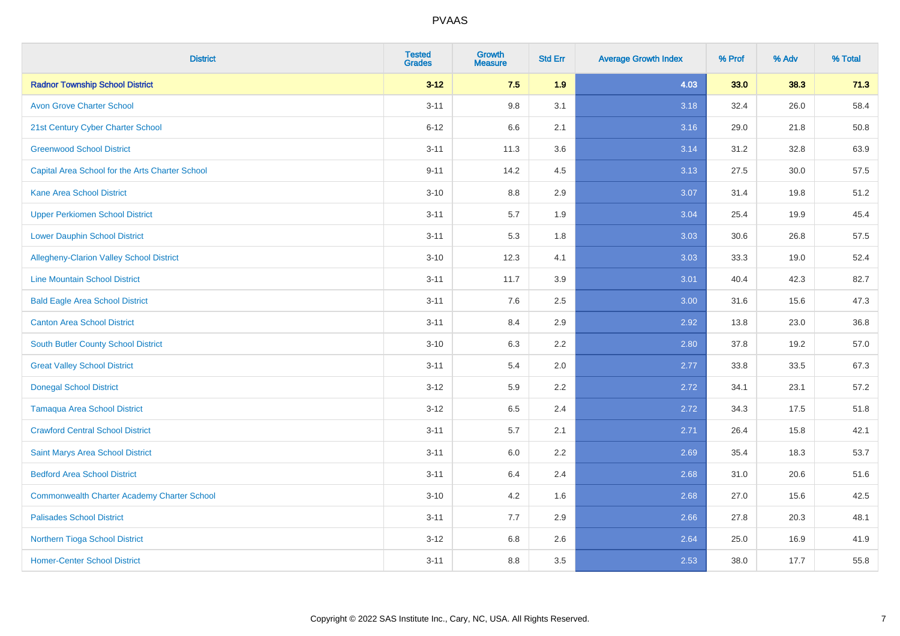# PVAAS

| District | Tested Grades | Growth Measure | Std Err | Average Growth Index | % Prof | % Adv | % Total |
|---|---|---|---|---|---|---|---|
| **Radnor Township School District** | **3-12** | **7.5** | **1.9** | **4.03** | **33.0** | **38.3** | **71.3** |
| Avon Grove Charter School | 3-11 | 9.8 | 3.1 | 3.18 | 32.4 | 26.0 | 58.4 |
| 21st Century Cyber Charter School | 6-12 | 6.6 | 2.1 | 3.16 | 29.0 | 21.8 | 50.8 |
| Greenwood School District | 3-11 | 11.3 | 3.6 | 3.14 | 31.2 | 32.8 | 63.9 |
| Capital Area School for the Arts Charter School | 9-11 | 14.2 | 4.5 | 3.13 | 27.5 | 30.0 | 57.5 |
| Kane Area School District | 3-10 | 8.8 | 2.9 | 3.07 | 31.4 | 19.8 | 51.2 |
| Upper Perkiomen School District | 3-11 | 5.7 | 1.9 | 3.04 | 25.4 | 19.9 | 45.4 |
| Lower Dauphin School District | 3-11 | 5.3 | 1.8 | 3.03 | 30.6 | 26.8 | 57.5 |
| Allegheny-Clarion Valley School District | 3-10 | 12.3 | 4.1 | 3.03 | 33.3 | 19.0 | 52.4 |
| Line Mountain School District | 3-11 | 11.7 | 3.9 | 3.01 | 40.4 | 42.3 | 82.7 |
| Bald Eagle Area School District | 3-11 | 7.6 | 2.5 | 3.00 | 31.6 | 15.6 | 47.3 |
| Canton Area School District | 3-11 | 8.4 | 2.9 | 2.92 | 13.8 | 23.0 | 36.8 |
| South Butler County School District | 3-10 | 6.3 | 2.2 | 2.80 | 37.8 | 19.2 | 57.0 |
| Great Valley School District | 3-11 | 5.4 | 2.0 | 2.77 | 33.8 | 33.5 | 67.3 |
| Donegal School District | 3-12 | 5.9 | 2.2 | 2.72 | 34.1 | 23.1 | 57.2 |
| Tamaqua Area School District | 3-12 | 6.5 | 2.4 | 2.72 | 34.3 | 17.5 | 51.8 |
| Crawford Central School District | 3-11 | 5.7 | 2.1 | 2.71 | 26.4 | 15.8 | 42.1 |
| Saint Marys Area School District | 3-11 | 6.0 | 2.2 | 2.69 | 35.4 | 18.3 | 53.7 |
| Bedford Area School District | 3-11 | 6.4 | 2.4 | 2.68 | 31.0 | 20.6 | 51.6 |
| Commonwealth Charter Academy Charter School | 3-10 | 4.2 | 1.6 | 2.68 | 27.0 | 15.6 | 42.5 |
| Palisades School District | 3-11 | 7.7 | 2.9 | 2.66 | 27.8 | 20.3 | 48.1 |
| Northern Tioga School District | 3-12 | 6.8 | 2.6 | 2.64 | 25.0 | 16.9 | 41.9 |
| Homer-Center School District | 3-11 | 8.8 | 3.5 | 2.53 | 38.0 | 17.7 | 55.8 |

Copyright © 2022 SAS Institute Inc., Cary, NC, USA. All Rights Reserved.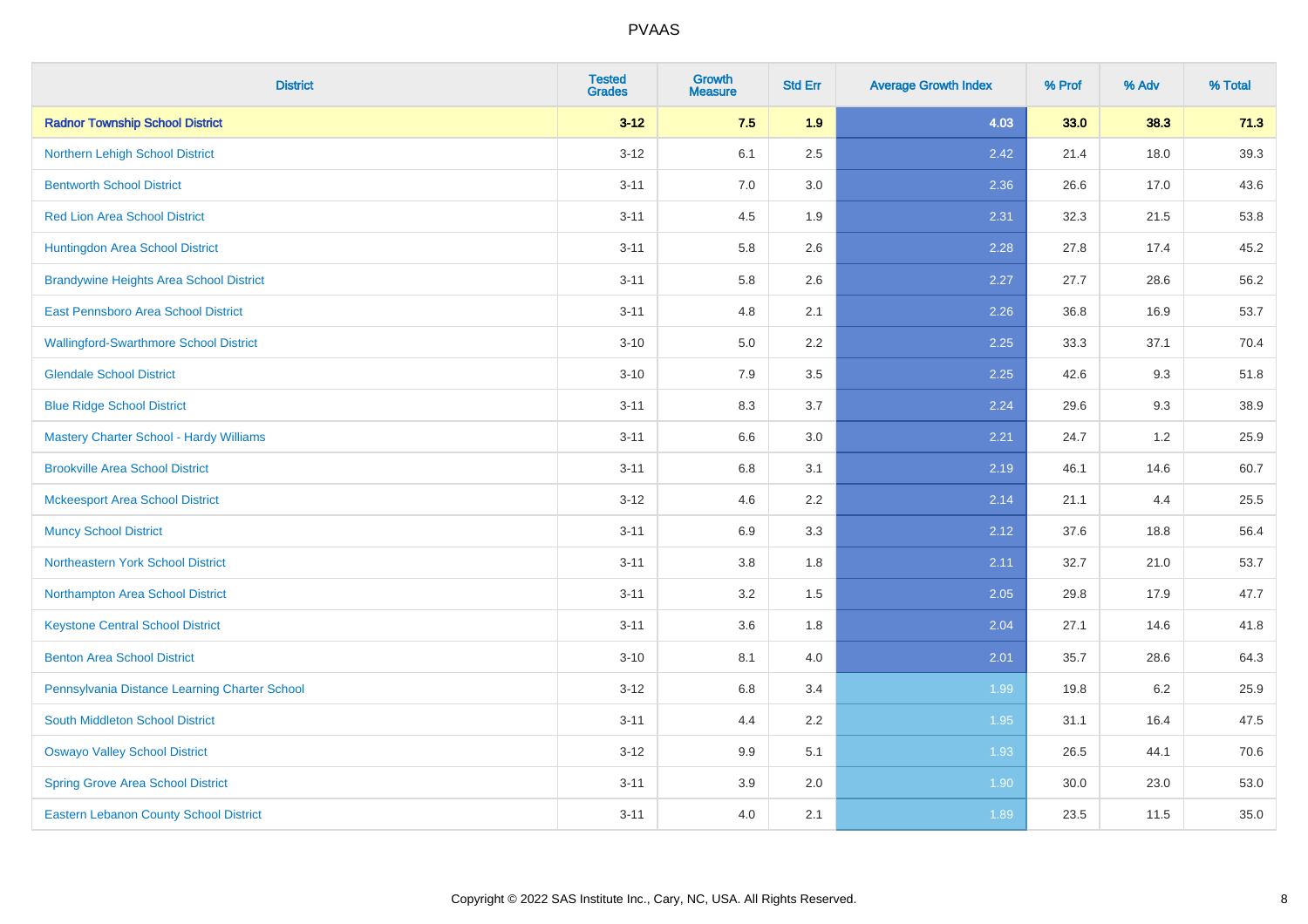# PVAAS

| District | Tested Grades | Growth Measure | Std Err | Average Growth Index | % Prof | % Adv | % Total |
|---|---|---|---|---|---|---|---|
| **Radnor Township School District** | **3-12** | **7.5** | **1.9** | **4.03** | **33.0** | **38.3** | **71.3** |
| Northern Lehigh School District | 3-12 | 6.1 | 2.5 | 2.42 | 21.4 | 18.0 | 39.3 |
| Bentworth School District | 3-11 | 7.0 | 3.0 | 2.36 | 26.6 | 17.0 | 43.6 |
| Red Lion Area School District | 3-11 | 4.5 | 1.9 | 2.31 | 32.3 | 21.5 | 53.8 |
| Huntingdon Area School District | 3-11 | 5.8 | 2.6 | 2.28 | 27.8 | 17.4 | 45.2 |
| Brandywine Heights Area School District | 3-11 | 5.8 | 2.6 | 2.27 | 27.7 | 28.6 | 56.2 |
| East Pennsboro Area School District | 3-11 | 4.8 | 2.1 | 2.26 | 36.8 | 16.9 | 53.7 |
| Wallingford-Swarthmore School District | 3-10 | 5.0 | 2.2 | 2.25 | 33.3 | 37.1 | 70.4 |
| Glendale School District | 3-10 | 7.9 | 3.5 | 2.25 | 42.6 | 9.3 | 51.8 |
| Blue Ridge School District | 3-11 | 8.3 | 3.7 | 2.24 | 29.6 | 9.3 | 38.9 |
| Mastery Charter School - Hardy Williams | 3-11 | 6.6 | 3.0 | 2.21 | 24.7 | 1.2 | 25.9 |
| Brookville Area School District | 3-11 | 6.8 | 3.1 | 2.19 | 46.1 | 14.6 | 60.7 |
| Mckeesport Area School District | 3-12 | 4.6 | 2.2 | 2.14 | 21.1 | 4.4 | 25.5 |
| Muncy School District | 3-11 | 6.9 | 3.3 | 2.12 | 37.6 | 18.8 | 56.4 |
| Northeastern York School District | 3-11 | 3.8 | 1.8 | 2.11 | 32.7 | 21.0 | 53.7 |
| Northampton Area School District | 3-11 | 3.2 | 1.5 | 2.05 | 29.8 | 17.9 | 47.7 |
| Keystone Central School District | 3-11 | 3.6 | 1.8 | 2.04 | 27.1 | 14.6 | 41.8 |
| Benton Area School District | 3-10 | 8.1 | 4.0 | 2.01 | 35.7 | 28.6 | 64.3 |
| Pennsylvania Distance Learning Charter School | 3-12 | 6.8 | 3.4 | 1.99 | 19.8 | 6.2 | 25.9 |
| South Middleton School District | 3-11 | 4.4 | 2.2 | 1.95 | 31.1 | 16.4 | 47.5 |
| Oswayo Valley School District | 3-12 | 9.9 | 5.1 | 1.93 | 26.5 | 44.1 | 70.6 |
| Spring Grove Area School District | 3-11 | 3.9 | 2.0 | 1.90 | 30.0 | 23.0 | 53.0 |
| Eastern Lebanon County School District | 3-11 | 4.0 | 2.1 | 1.89 | 23.5 | 11.5 | 35.0 |

Copyright © 2022 SAS Institute Inc., Cary, NC, USA. All Rights Reserved.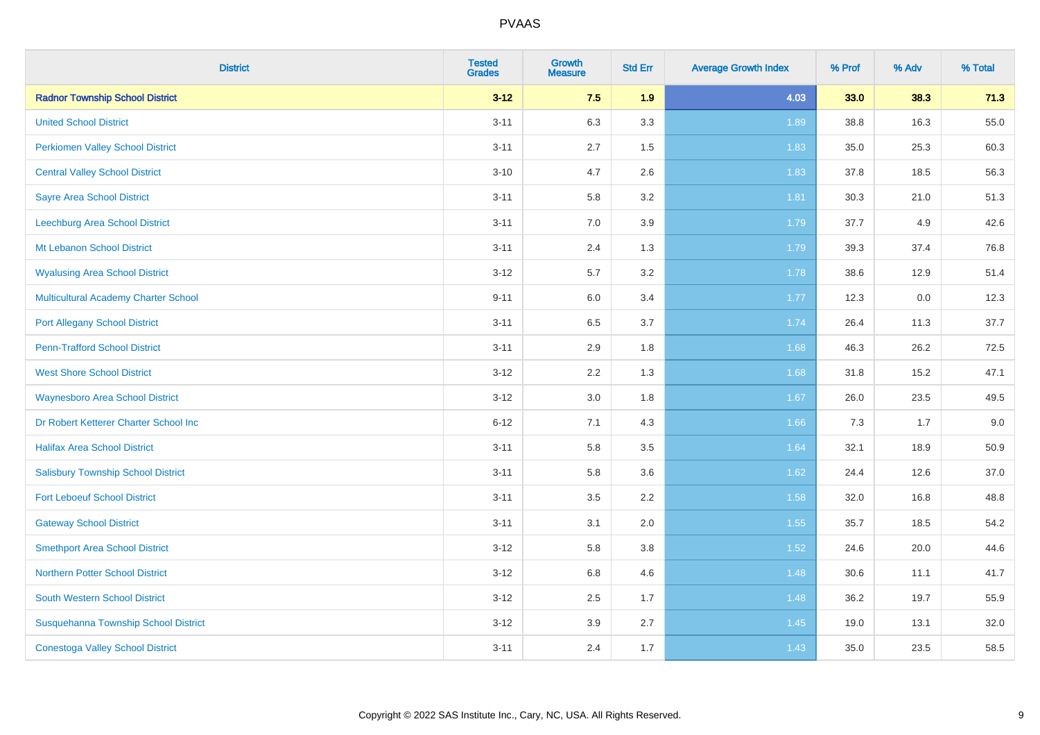| District | Tested Grades | Growth Measure | Std Err | Average Growth Index | % Prof | % Adv | % Total |
|---|---|---|---|---|---|---|---|
| **Radnor Township School District** | **3-12** | **7.5** | **1.9** | **4.03** | **33.0** | **38.3** | **71.3** |
| United School District | 3-11 | 6.3 | 3.3 | 1.89 | 38.8 | 16.3 | 55.0 |
| Perkiomen Valley School District | 3-11 | 2.7 | 1.5 | 1.83 | 35.0 | 25.3 | 60.3 |
| Central Valley School District | 3-10 | 4.7 | 2.6 | 1.83 | 37.8 | 18.5 | 56.3 |
| Sayre Area School District | 3-11 | 5.8 | 3.2 | 1.81 | 30.3 | 21.0 | 51.3 |
| Leechburg Area School District | 3-11 | 7.0 | 3.9 | 1.79 | 37.7 | 4.9 | 42.6 |
| Mt Lebanon School District | 3-11 | 2.4 | 1.3 | 1.79 | 39.3 | 37.4 | 76.8 |
| Wyalusing Area School District | 3-12 | 5.7 | 3.2 | 1.78 | 38.6 | 12.9 | 51.4 |
| Multicultural Academy Charter School | 9-11 | 6.0 | 3.4 | 1.77 | 12.3 | 0.0 | 12.3 |
| Port Allegany School District | 3-11 | 6.5 | 3.7 | 1.74 | 26.4 | 11.3 | 37.7 |
| Penn-Trafford School District | 3-11 | 2.9 | 1.8 | 1.68 | 46.3 | 26.2 | 72.5 |
| West Shore School District | 3-12 | 2.2 | 1.3 | 1.68 | 31.8 | 15.2 | 47.1 |
| Waynesboro Area School District | 3-12 | 3.0 | 1.8 | 1.67 | 26.0 | 23.5 | 49.5 |
| Dr Robert Ketterer Charter School Inc | 6-12 | 7.1 | 4.3 | 1.66 | 7.3 | 1.7 | 9.0 |
| Halifax Area School District | 3-11 | 5.8 | 3.5 | 1.64 | 32.1 | 18.9 | 50.9 |
| Salisbury Township School District | 3-11 | 5.8 | 3.6 | 1.62 | 24.4 | 12.6 | 37.0 |
| Fort Leboeuf School District | 3-11 | 3.5 | 2.2 | 1.58 | 32.0 | 16.8 | 48.8 |
| Gateway School District | 3-11 | 3.1 | 2.0 | 1.55 | 35.7 | 18.5 | 54.2 |
| Smethport Area School District | 3-12 | 5.8 | 3.8 | 1.52 | 24.6 | 20.0 | 44.6 |
| Northern Potter School District | 3-12 | 6.8 | 4.6 | 1.48 | 30.6 | 11.1 | 41.7 |
| South Western School District | 3-12 | 2.5 | 1.7 | 1.48 | 36.2 | 19.7 | 55.9 |
| Susquehanna Township School District | 3-12 | 3.9 | 2.7 | 1.45 | 19.0 | 13.1 | 32.0 |
| Conestoga Valley School District | 3-11 | 2.4 | 1.7 | 1.43 | 35.0 | 23.5 | 58.5 |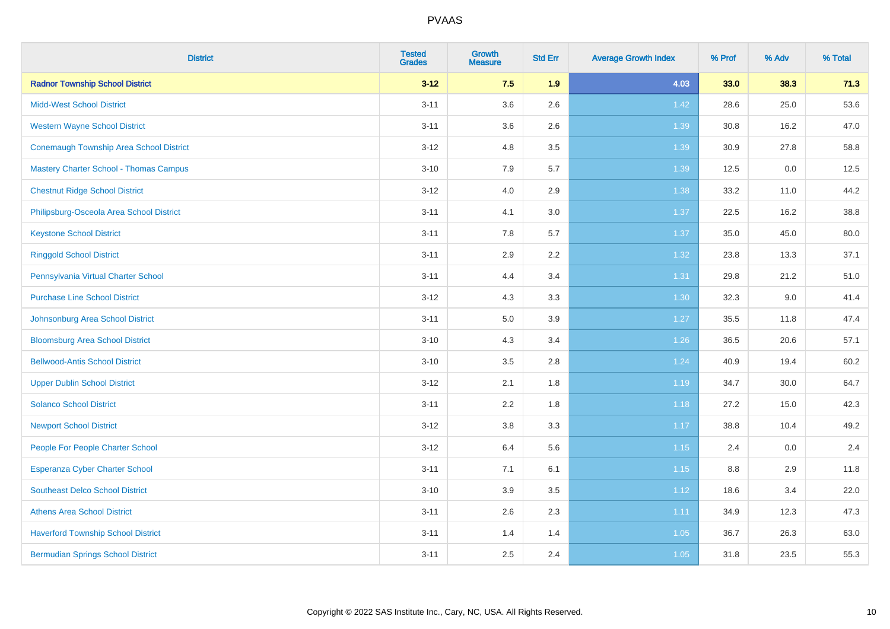| District | Tested Grades | Growth Measure | Std Err | Average Growth Index | % Prof | % Adv | % Total |
|---|---|---|---|---|---|---|---|
| **Radnor Township School District** | **3-12** | **7.5** | **1.9** | **4.03** | **33.0** | **38.3** | **71.3** |
| Midd-West School District | 3-11 | 3.6 | 2.6 | 1.42 | 28.6 | 25.0 | 53.6 |
| Western Wayne School District | 3-11 | 3.6 | 2.6 | 1.39 | 30.8 | 16.2 | 47.0 |
| Conemaugh Township Area School District | 3-12 | 4.8 | 3.5 | 1.39 | 30.9 | 27.8 | 58.8 |
| Mastery Charter School - Thomas Campus | 3-10 | 7.9 | 5.7 | 1.39 | 12.5 | 0.0 | 12.5 |
| Chestnut Ridge School District | 3-12 | 4.0 | 2.9 | 1.38 | 33.2 | 11.0 | 44.2 |
| Philipsburg-Osceola Area School District | 3-11 | 4.1 | 3.0 | 1.37 | 22.5 | 16.2 | 38.8 |
| Keystone School District | 3-11 | 7.8 | 5.7 | 1.37 | 35.0 | 45.0 | 80.0 |
| Ringgold School District | 3-11 | 2.9 | 2.2 | 1.32 | 23.8 | 13.3 | 37.1 |
| Pennsylvania Virtual Charter School | 3-11 | 4.4 | 3.4 | 1.31 | 29.8 | 21.2 | 51.0 |
| Purchase Line School District | 3-12 | 4.3 | 3.3 | 1.30 | 32.3 | 9.0 | 41.4 |
| Johnsonburg Area School District | 3-11 | 5.0 | 3.9 | 1.27 | 35.5 | 11.8 | 47.4 |
| Bloomsburg Area School District | 3-10 | 4.3 | 3.4 | 1.26 | 36.5 | 20.6 | 57.1 |
| Bellwood-Antis School District | 3-10 | 3.5 | 2.8 | 1.24 | 40.9 | 19.4 | 60.2 |
| Upper Dublin School District | 3-12 | 2.1 | 1.8 | 1.19 | 34.7 | 30.0 | 64.7 |
| Solanco School District | 3-11 | 2.2 | 1.8 | 1.18 | 27.2 | 15.0 | 42.3 |
| Newport School District | 3-12 | 3.8 | 3.3 | 1.17 | 38.8 | 10.4 | 49.2 |
| People For People Charter School | 3-12 | 6.4 | 5.6 | 1.15 | 2.4 | 0.0 | 2.4 |
| Esperanza Cyber Charter School | 3-11 | 7.1 | 6.1 | 1.15 | 8.8 | 2.9 | 11.8 |
| Southeast Delco School District | 3-10 | 3.9 | 3.5 | 1.12 | 18.6 | 3.4 | 22.0 |
| Athens Area School District | 3-11 | 2.6 | 2.3 | 1.11 | 34.9 | 12.3 | 47.3 |
| Haverford Township School District | 3-11 | 1.4 | 1.4 | 1.05 | 36.7 | 26.3 | 63.0 |
| Bermudian Springs School District | 3-11 | 2.5 | 2.4 | 1.05 | 31.8 | 23.5 | 55.3 |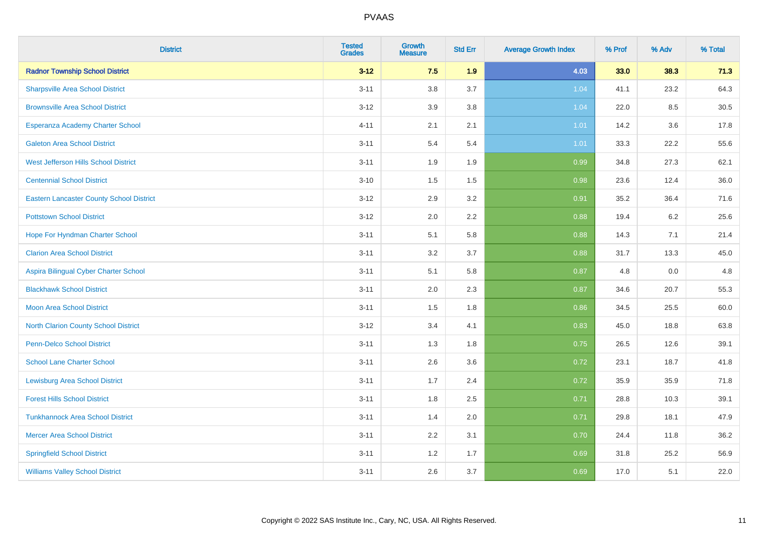# PVAAS

| District | Tested Grades | Growth Measure | Std Err | Average Growth Index | % Prof | % Adv | % Total |
|---|---|---|---|---|---|---|---|
| **Radnor Township School District** | **3-12** | **7.5** | **1.9** | **4.03** | **33.0** | **38.3** | **71.3** |
| Sharpsville Area School District | 3-11 | 3.8 | 3.7 | 1.04 | 41.1 | 23.2 | 64.3 |
| Brownsville Area School District | 3-12 | 3.9 | 3.8 | 1.04 | 22.0 | 8.5 | 30.5 |
| Esperanza Academy Charter School | 4-11 | 2.1 | 2.1 | 1.01 | 14.2 | 3.6 | 17.8 |
| Galeton Area School District | 3-11 | 5.4 | 5.4 | 1.01 | 33.3 | 22.2 | 55.6 |
| West Jefferson Hills School District | 3-11 | 1.9 | 1.9 | 0.99 | 34.8 | 27.3 | 62.1 |
| Centennial School District | 3-10 | 1.5 | 1.5 | 0.98 | 23.6 | 12.4 | 36.0 |
| Eastern Lancaster County School District | 3-12 | 2.9 | 3.2 | 0.91 | 35.2 | 36.4 | 71.6 |
| Pottstown School District | 3-12 | 2.0 | 2.2 | 0.88 | 19.4 | 6.2 | 25.6 |
| Hope For Hyndman Charter School | 3-11 | 5.1 | 5.8 | 0.88 | 14.3 | 7.1 | 21.4 |
| Clarion Area School District | 3-11 | 3.2 | 3.7 | 0.88 | 31.7 | 13.3 | 45.0 |
| Aspira Bilingual Cyber Charter School | 3-11 | 5.1 | 5.8 | 0.87 | 4.8 | 0.0 | 4.8 |
| Blackhawk School District | 3-11 | 2.0 | 2.3 | 0.87 | 34.6 | 20.7 | 55.3 |
| Moon Area School District | 3-11 | 1.5 | 1.8 | 0.86 | 34.5 | 25.5 | 60.0 |
| North Clarion County School District | 3-12 | 3.4 | 4.1 | 0.83 | 45.0 | 18.8 | 63.8 |
| Penn-Delco School District | 3-11 | 1.3 | 1.8 | 0.75 | 26.5 | 12.6 | 39.1 |
| School Lane Charter School | 3-11 | 2.6 | 3.6 | 0.72 | 23.1 | 18.7 | 41.8 |
| Lewisburg Area School District | 3-11 | 1.7 | 2.4 | 0.72 | 35.9 | 35.9 | 71.8 |
| Forest Hills School District | 3-11 | 1.8 | 2.5 | 0.71 | 28.8 | 10.3 | 39.1 |
| Tunkhannock Area School District | 3-11 | 1.4 | 2.0 | 0.71 | 29.8 | 18.1 | 47.9 |
| Mercer Area School District | 3-11 | 2.2 | 3.1 | 0.70 | 24.4 | 11.8 | 36.2 |
| Springfield School District | 3-11 | 1.2 | 1.7 | 0.69 | 31.8 | 25.2 | 56.9 |
| Williams Valley School District | 3-11 | 2.6 | 3.7 | 0.69 | 17.0 | 5.1 | 22.0 |

Copyright © 2022 SAS Institute Inc., Cary, NC, USA. All Rights Reserved.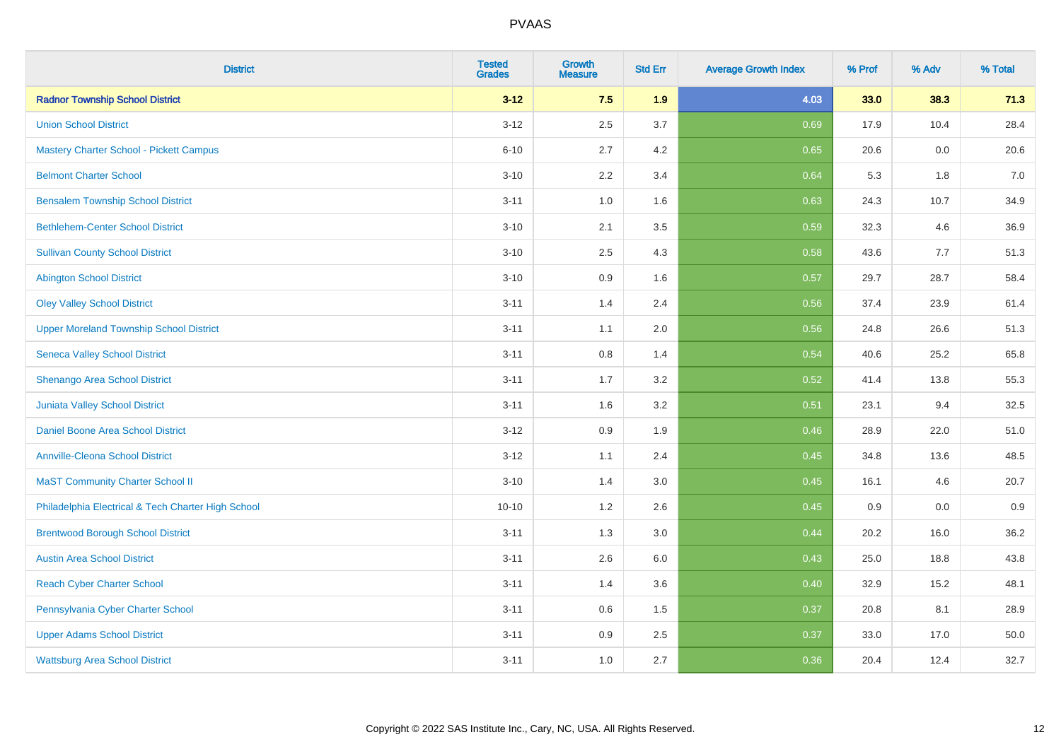| District | Tested Grades | Growth Measure | Std Err | Average Growth Index | % Prof | % Adv | % Total |
|---|---|---|---|---|---|---|---|
| **Radnor Township School District** | **3-12** | **7.5** | **1.9** | **4.03** | **33.0** | **38.3** | **71.3** |
| Union School District | 3-12 | 2.5 | 3.7 | 0.69 | 17.9 | 10.4 | 28.4 |
| Mastery Charter School - Pickett Campus | 6-10 | 2.7 | 4.2 | 0.65 | 20.6 | 0.0 | 20.6 |
| Belmont Charter School | 3-10 | 2.2 | 3.4 | 0.64 | 5.3 | 1.8 | 7.0 |
| Bensalem Township School District | 3-11 | 1.0 | 1.6 | 0.63 | 24.3 | 10.7 | 34.9 |
| Bethlehem-Center School District | 3-10 | 2.1 | 3.5 | 0.59 | 32.3 | 4.6 | 36.9 |
| Sullivan County School District | 3-10 | 2.5 | 4.3 | 0.58 | 43.6 | 7.7 | 51.3 |
| Abington School District | 3-10 | 0.9 | 1.6 | 0.57 | 29.7 | 28.7 | 58.4 |
| Oley Valley School District | 3-11 | 1.4 | 2.4 | 0.56 | 37.4 | 23.9 | 61.4 |
| Upper Moreland Township School District | 3-11 | 1.1 | 2.0 | 0.56 | 24.8 | 26.6 | 51.3 |
| Seneca Valley School District | 3-11 | 0.8 | 1.4 | 0.54 | 40.6 | 25.2 | 65.8 |
| Shenango Area School District | 3-11 | 1.7 | 3.2 | 0.52 | 41.4 | 13.8 | 55.3 |
| Juniata Valley School District | 3-11 | 1.6 | 3.2 | 0.51 | 23.1 | 9.4 | 32.5 |
| Daniel Boone Area School District | 3-12 | 0.9 | 1.9 | 0.46 | 28.9 | 22.0 | 51.0 |
| Annville-Cleona School District | 3-12 | 1.1 | 2.4 | 0.45 | 34.8 | 13.6 | 48.5 |
| MaST Community Charter School II | 3-10 | 1.4 | 3.0 | 0.45 | 16.1 | 4.6 | 20.7 |
| Philadelphia Electrical & Tech Charter High School | 10-10 | 1.2 | 2.6 | 0.45 | 0.9 | 0.0 | 0.9 |
| Brentwood Borough School District | 3-11 | 1.3 | 3.0 | 0.44 | 20.2 | 16.0 | 36.2 |
| Austin Area School District | 3-11 | 2.6 | 6.0 | 0.43 | 25.0 | 18.8 | 43.8 |
| Reach Cyber Charter School | 3-11 | 1.4 | 3.6 | 0.40 | 32.9 | 15.2 | 48.1 |
| Pennsylvania Cyber Charter School | 3-11 | 0.6 | 1.5 | 0.37 | 20.8 | 8.1 | 28.9 |
| Upper Adams School District | 3-11 | 0.9 | 2.5 | 0.37 | 33.0 | 17.0 | 50.0 |
| Wattsburg Area School District | 3-11 | 1.0 | 2.7 | 0.36 | 20.4 | 12.4 | 32.7 |

Copyright © 2022 SAS Institute Inc., Cary, NC, USA. All Rights Reserved.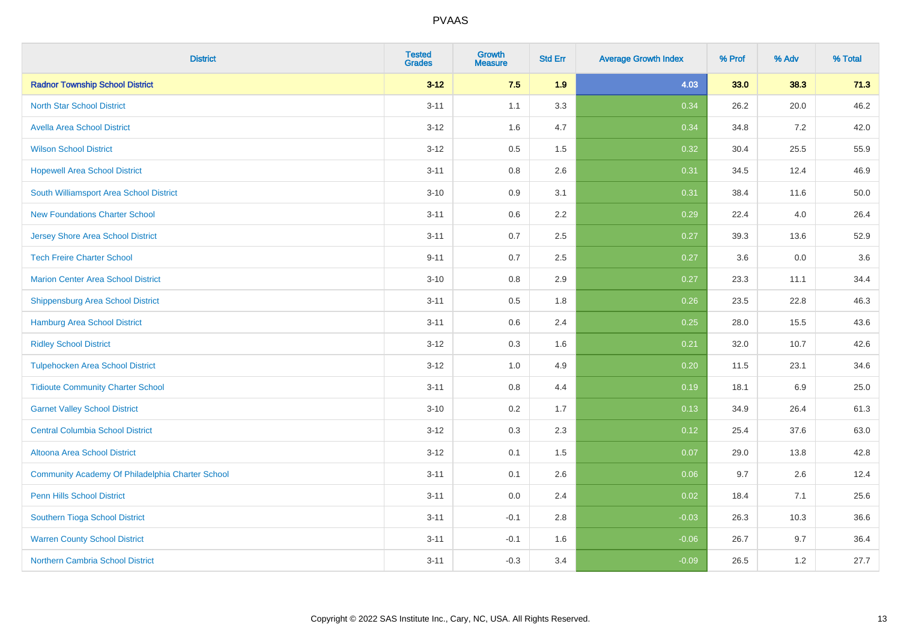PVAAS

| District | Tested Grades | Growth Measure | Std Err | Average Growth Index | % Prof | % Adv | % Total |
|---|---|---|---|---|---|---|---|
| **Radnor Township School District** | **3-12** | **7.5** | **1.9** | **4.03** | **33.0** | **38.3** | **71.3** |
| North Star School District | 3-11 | 1.1 | 3.3 | 0.34 | 26.2 | 20.0 | 46.2 |
| Avella Area School District | 3-12 | 1.6 | 4.7 | 0.34 | 34.8 | 7.2 | 42.0 |
| Wilson School District | 3-12 | 0.5 | 1.5 | 0.32 | 30.4 | 25.5 | 55.9 |
| Hopewell Area School District | 3-11 | 0.8 | 2.6 | 0.31 | 34.5 | 12.4 | 46.9 |
| South Williamsport Area School District | 3-10 | 0.9 | 3.1 | 0.31 | 38.4 | 11.6 | 50.0 |
| New Foundations Charter School | 3-11 | 0.6 | 2.2 | 0.29 | 22.4 | 4.0 | 26.4 |
| Jersey Shore Area School District | 3-11 | 0.7 | 2.5 | 0.27 | 39.3 | 13.6 | 52.9 |
| Tech Freire Charter School | 9-11 | 0.7 | 2.5 | 0.27 | 3.6 | 0.0 | 3.6 |
| Marion Center Area School District | 3-10 | 0.8 | 2.9 | 0.27 | 23.3 | 11.1 | 34.4 |
| Shippensburg Area School District | 3-11 | 0.5 | 1.8 | 0.26 | 23.5 | 22.8 | 46.3 |
| Hamburg Area School District | 3-11 | 0.6 | 2.4 | 0.25 | 28.0 | 15.5 | 43.6 |
| Ridley School District | 3-12 | 0.3 | 1.6 | 0.21 | 32.0 | 10.7 | 42.6 |
| Tulpehocken Area School District | 3-12 | 1.0 | 4.9 | 0.20 | 11.5 | 23.1 | 34.6 |
| Tidioute Community Charter School | 3-11 | 0.8 | 4.4 | 0.19 | 18.1 | 6.9 | 25.0 |
| Garnet Valley School District | 3-10 | 0.2 | 1.7 | 0.13 | 34.9 | 26.4 | 61.3 |
| Central Columbia School District | 3-12 | 0.3 | 2.3 | 0.12 | 25.4 | 37.6 | 63.0 |
| Altoona Area School District | 3-12 | 0.1 | 1.5 | 0.07 | 29.0 | 13.8 | 42.8 |
| Community Academy Of Philadelphia Charter School | 3-11 | 0.1 | 2.6 | 0.06 | 9.7 | 2.6 | 12.4 |
| Penn Hills School District | 3-11 | 0.0 | 2.4 | 0.02 | 18.4 | 7.1 | 25.6 |
| Southern Tioga School District | 3-11 | -0.1 | 2.8 | -0.03 | 26.3 | 10.3 | 36.6 |
| Warren County School District | 3-11 | -0.1 | 1.6 | -0.06 | 26.7 | 9.7 | 36.4 |
| Northern Cambria School District | 3-11 | -0.3 | 3.4 | -0.09 | 26.5 | 1.2 | 27.7 |

Copyright © 2022 SAS Institute Inc., Cary, NC, USA. All Rights Reserved.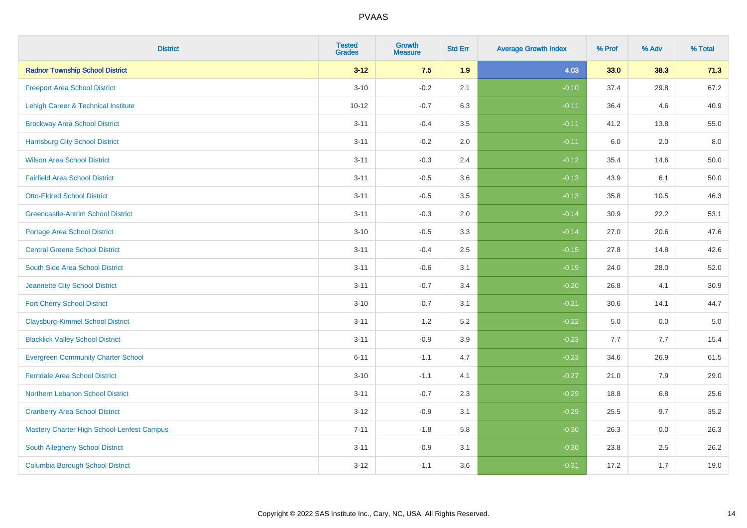| District | Tested Grades | Growth Measure | Std Err | Average Growth Index | % Prof | % Adv | % Total |
|---|---|---|---|---|---|---|---|
| **Radnor Township School District** | **3-12** | **7.5** | **1.9** | **4.03** | **33.0** | **38.3** | **71.3** |
| Freeport Area School District | 3-10 | -0.2 | 2.1 | -0.10 | 37.4 | 29.8 | 67.2 |
| Lehigh Career & Technical Institute | 10-12 | -0.7 | 6.3 | -0.11 | 36.4 | 4.6 | 40.9 |
| Brockway Area School District | 3-11 | -0.4 | 3.5 | -0.11 | 41.2 | 13.8 | 55.0 |
| Harrisburg City School District | 3-11 | -0.2 | 2.0 | -0.11 | 6.0 | 2.0 | 8.0 |
| Wilson Area School District | 3-11 | -0.3 | 2.4 | -0.12 | 35.4 | 14.6 | 50.0 |
| Fairfield Area School District | 3-11 | -0.5 | 3.6 | -0.13 | 43.9 | 6.1 | 50.0 |
| Otto-Eldred School District | 3-11 | -0.5 | 3.5 | -0.13 | 35.8 | 10.5 | 46.3 |
| Greencastle-Antrim School District | 3-11 | -0.3 | 2.0 | -0.14 | 30.9 | 22.2 | 53.1 |
| Portage Area School District | 3-10 | -0.5 | 3.3 | -0.14 | 27.0 | 20.6 | 47.6 |
| Central Greene School District | 3-11 | -0.4 | 2.5 | -0.15 | 27.8 | 14.8 | 42.6 |
| South Side Area School District | 3-11 | -0.6 | 3.1 | -0.19 | 24.0 | 28.0 | 52.0 |
| Jeannette City School District | 3-11 | -0.7 | 3.4 | -0.20 | 26.8 | 4.1 | 30.9 |
| Fort Cherry School District | 3-10 | -0.7 | 3.1 | -0.21 | 30.6 | 14.1 | 44.7 |
| Claysburg-Kimmel School District | 3-11 | -1.2 | 5.2 | -0.22 | 5.0 | 0.0 | 5.0 |
| Blacklick Valley School District | 3-11 | -0.9 | 3.9 | -0.23 | 7.7 | 7.7 | 15.4 |
| Evergreen Community Charter School | 6-11 | -1.1 | 4.7 | -0.23 | 34.6 | 26.9 | 61.5 |
| Ferndale Area School District | 3-10 | -1.1 | 4.1 | -0.27 | 21.0 | 7.9 | 29.0 |
| Northern Lebanon School District | 3-11 | -0.7 | 2.3 | -0.29 | 18.8 | 6.8 | 25.6 |
| Cranberry Area School District | 3-12 | -0.9 | 3.1 | -0.29 | 25.5 | 9.7 | 35.2 |
| Mastery Charter High School-Lenfest Campus | 7-11 | -1.8 | 5.8 | -0.30 | 26.3 | 0.0 | 26.3 |
| South Allegheny School District | 3-11 | -0.9 | 3.1 | -0.30 | 23.8 | 2.5 | 26.2 |
| Columbia Borough School District | 3-12 | -1.1 | 3.6 | -0.31 | 17.2 | 1.7 | 19.0 |

Copyright © 2022 SAS Institute Inc., Cary, NC, USA. All Rights Reserved.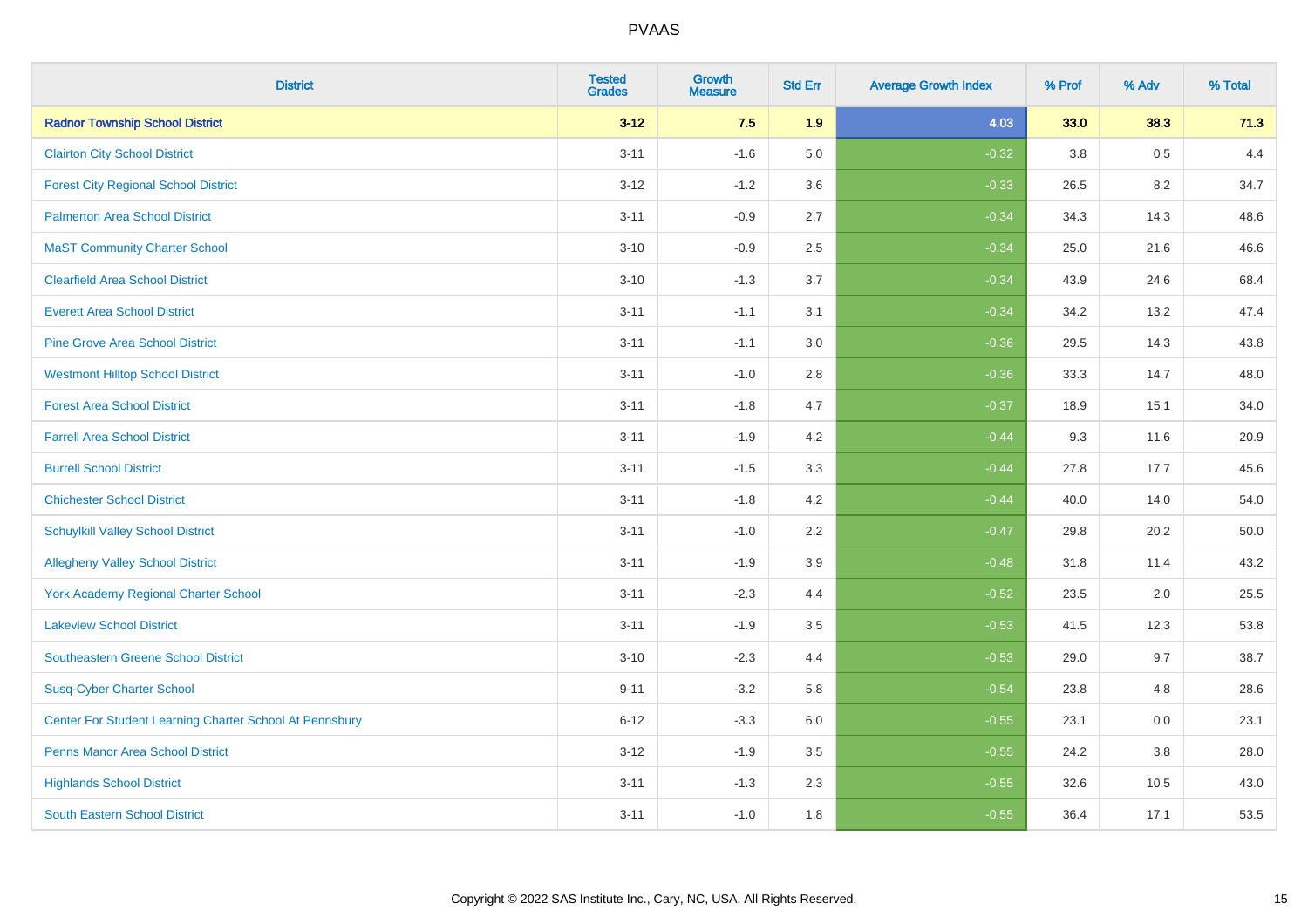| District | Tested Grades | Growth Measure | Std Err | Average Growth Index | % Prof | % Adv | % Total |
|---|---|---|---|---|---|---|---|
| **Radnor Township School District** | **3-12** | **7.5** | **1.9** | **4.03** | **33.0** | **38.3** | **71.3** |
| Clairton City School District | 3-11 | -1.6 | 5.0 | -0.32 | 3.8 | 0.5 | 4.4 |
| Forest City Regional School District | 3-12 | -1.2 | 3.6 | -0.33 | 26.5 | 8.2 | 34.7 |
| Palmerton Area School District | 3-11 | -0.9 | 2.7 | -0.34 | 34.3 | 14.3 | 48.6 |
| MaST Community Charter School | 3-10 | -0.9 | 2.5 | -0.34 | 25.0 | 21.6 | 46.6 |
| Clearfield Area School District | 3-10 | -1.3 | 3.7 | -0.34 | 43.9 | 24.6 | 68.4 |
| Everett Area School District | 3-11 | -1.1 | 3.1 | -0.34 | 34.2 | 13.2 | 47.4 |
| Pine Grove Area School District | 3-11 | -1.1 | 3.0 | -0.36 | 29.5 | 14.3 | 43.8 |
| Westmont Hilltop School District | 3-11 | -1.0 | 2.8 | -0.36 | 33.3 | 14.7 | 48.0 |
| Forest Area School District | 3-11 | -1.8 | 4.7 | -0.37 | 18.9 | 15.1 | 34.0 |
| Farrell Area School District | 3-11 | -1.9 | 4.2 | -0.44 | 9.3 | 11.6 | 20.9 |
| Burrell School District | 3-11 | -1.5 | 3.3 | -0.44 | 27.8 | 17.7 | 45.6 |
| Chichester School District | 3-11 | -1.8 | 4.2 | -0.44 | 40.0 | 14.0 | 54.0 |
| Schuylkill Valley School District | 3-11 | -1.0 | 2.2 | -0.47 | 29.8 | 20.2 | 50.0 |
| Allegheny Valley School District | 3-11 | -1.9 | 3.9 | -0.48 | 31.8 | 11.4 | 43.2 |
| York Academy Regional Charter School | 3-11 | -2.3 | 4.4 | -0.52 | 23.5 | 2.0 | 25.5 |
| Lakeview School District | 3-11 | -1.9 | 3.5 | -0.53 | 41.5 | 12.3 | 53.8 |
| Southeastern Greene School District | 3-10 | -2.3 | 4.4 | -0.53 | 29.0 | 9.7 | 38.7 |
| Susq-Cyber Charter School | 9-11 | -3.2 | 5.8 | -0.54 | 23.8 | 4.8 | 28.6 |
| Center For Student Learning Charter School At Pennsbury | 6-12 | -3.3 | 6.0 | -0.55 | 23.1 | 0.0 | 23.1 |
| Penns Manor Area School District | 3-12 | -1.9 | 3.5 | -0.55 | 24.2 | 3.8 | 28.0 |
| Highlands School District | 3-11 | -1.3 | 2.3 | -0.55 | 32.6 | 10.5 | 43.0 |
| South Eastern School District | 3-11 | -1.0 | 1.8 | -0.55 | 36.4 | 17.1 | 53.5 |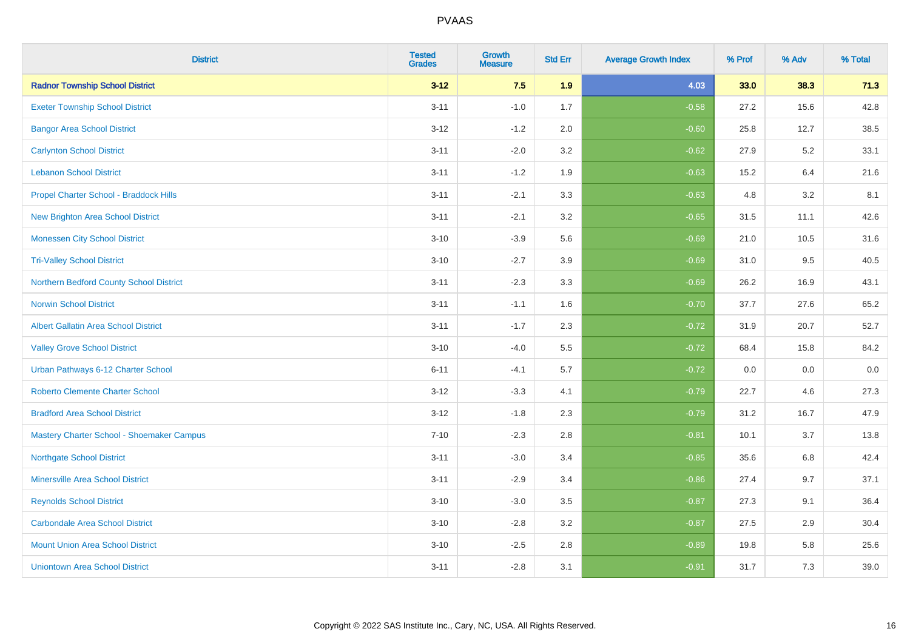# PVAAS

| District | Tested Grades | Growth Measure | Std Err | Average Growth Index | % Prof | % Adv | % Total |
|---|---|---|---|---|---|---|---|
| **Radnor Township School District** | **3-12** | **7.5** | **1.9** | **4.03** | **33.0** | **38.3** | **71.3** |
| Exeter Township School District | 3-11 | -1.0 | 1.7 | -0.58 | 27.2 | 15.6 | 42.8 |
| Bangor Area School District | 3-12 | -1.2 | 2.0 | -0.60 | 25.8 | 12.7 | 38.5 |
| Carlynton School District | 3-11 | -2.0 | 3.2 | -0.62 | 27.9 | 5.2 | 33.1 |
| Lebanon School District | 3-11 | -1.2 | 1.9 | -0.63 | 15.2 | 6.4 | 21.6 |
| Propel Charter School - Braddock Hills | 3-11 | -2.1 | 3.3 | -0.63 | 4.8 | 3.2 | 8.1 |
| New Brighton Area School District | 3-11 | -2.1 | 3.2 | -0.65 | 31.5 | 11.1 | 42.6 |
| Monessen City School District | 3-10 | -3.9 | 5.6 | -0.69 | 21.0 | 10.5 | 31.6 |
| Tri-Valley School District | 3-10 | -2.7 | 3.9 | -0.69 | 31.0 | 9.5 | 40.5 |
| Northern Bedford County School District | 3-11 | -2.3 | 3.3 | -0.69 | 26.2 | 16.9 | 43.1 |
| Norwin School District | 3-11 | -1.1 | 1.6 | -0.70 | 37.7 | 27.6 | 65.2 |
| Albert Gallatin Area School District | 3-11 | -1.7 | 2.3 | -0.72 | 31.9 | 20.7 | 52.7 |
| Valley Grove School District | 3-10 | -4.0 | 5.5 | -0.72 | 68.4 | 15.8 | 84.2 |
| Urban Pathways 6-12 Charter School | 6-11 | -4.1 | 5.7 | -0.72 | 0.0 | 0.0 | 0.0 |
| Roberto Clemente Charter School | 3-12 | -3.3 | 4.1 | -0.79 | 22.7 | 4.6 | 27.3 |
| Bradford Area School District | 3-12 | -1.8 | 2.3 | -0.79 | 31.2 | 16.7 | 47.9 |
| Mastery Charter School - Shoemaker Campus | 7-10 | -2.3 | 2.8 | -0.81 | 10.1 | 3.7 | 13.8 |
| Northgate School District | 3-11 | -3.0 | 3.4 | -0.85 | 35.6 | 6.8 | 42.4 |
| Minersville Area School District | 3-11 | -2.9 | 3.4 | -0.86 | 27.4 | 9.7 | 37.1 |
| Reynolds School District | 3-10 | -3.0 | 3.5 | -0.87 | 27.3 | 9.1 | 36.4 |
| Carbondale Area School District | 3-10 | -2.8 | 3.2 | -0.87 | 27.5 | 2.9 | 30.4 |
| Mount Union Area School District | 3-10 | -2.5 | 2.8 | -0.89 | 19.8 | 5.8 | 25.6 |
| Uniontown Area School District | 3-11 | -2.8 | 3.1 | -0.91 | 31.7 | 7.3 | 39.0 |

Copyright © 2022 SAS Institute Inc., Cary, NC, USA. All Rights Reserved.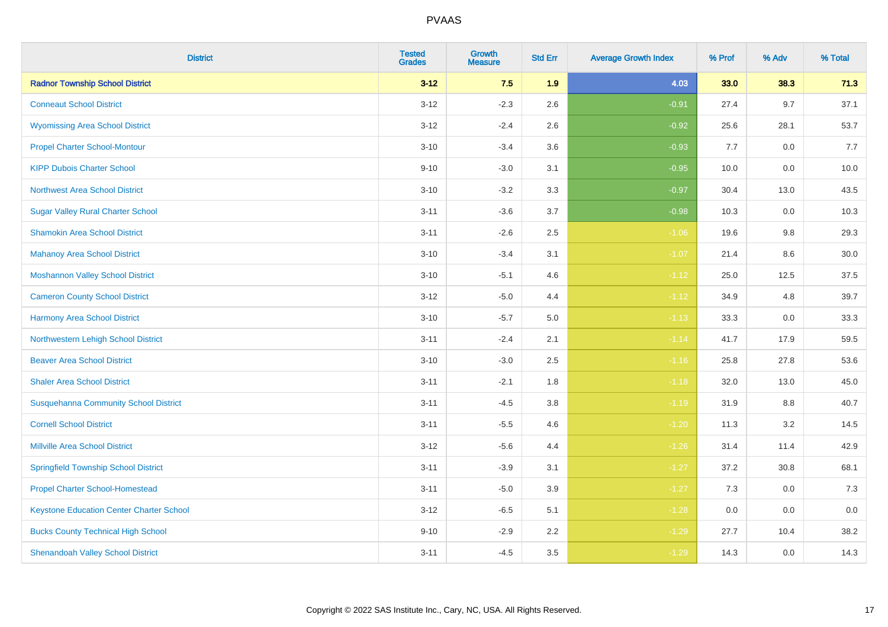| District | Tested Grades | Growth Measure | Std Err | Average Growth Index | % Prof | % Adv | % Total |
|---|---|---|---|---|---|---|---|
| **Radnor Township School District** | **3-12** | **7.5** | **1.9** | **4.03** | **33.0** | **38.3** | **71.3** |
| Conneaut School District | 3-12 | -2.3 | 2.6 | -0.91 | 27.4 | 9.7 | 37.1 |
| Wyomissing Area School District | 3-12 | -2.4 | 2.6 | -0.92 | 25.6 | 28.1 | 53.7 |
| Propel Charter School-Montour | 3-10 | -3.4 | 3.6 | -0.93 | 7.7 | 0.0 | 7.7 |
| KIPP Dubois Charter School | 9-10 | -3.0 | 3.1 | -0.95 | 10.0 | 0.0 | 10.0 |
| Northwest Area School District | 3-10 | -3.2 | 3.3 | -0.97 | 30.4 | 13.0 | 43.5 |
| Sugar Valley Rural Charter School | 3-11 | -3.6 | 3.7 | -0.98 | 10.3 | 0.0 | 10.3 |
| Shamokin Area School District | 3-11 | -2.6 | 2.5 | -1.06 | 19.6 | 9.8 | 29.3 |
| Mahanoy Area School District | 3-10 | -3.4 | 3.1 | -1.07 | 21.4 | 8.6 | 30.0 |
| Moshannon Valley School District | 3-10 | -5.1 | 4.6 | -1.12 | 25.0 | 12.5 | 37.5 |
| Cameron County School District | 3-12 | -5.0 | 4.4 | -1.12 | 34.9 | 4.8 | 39.7 |
| Harmony Area School District | 3-10 | -5.7 | 5.0 | -1.13 | 33.3 | 0.0 | 33.3 |
| Northwestern Lehigh School District | 3-11 | -2.4 | 2.1 | -1.14 | 41.7 | 17.9 | 59.5 |
| Beaver Area School District | 3-10 | -3.0 | 2.5 | -1.16 | 25.8 | 27.8 | 53.6 |
| Shaler Area School District | 3-11 | -2.1 | 1.8 | -1.18 | 32.0 | 13.0 | 45.0 |
| Susquehanna Community School District | 3-11 | -4.5 | 3.8 | -1.19 | 31.9 | 8.8 | 40.7 |
| Cornell School District | 3-11 | -5.5 | 4.6 | -1.20 | 11.3 | 3.2 | 14.5 |
| Millville Area School District | 3-12 | -5.6 | 4.4 | -1.26 | 31.4 | 11.4 | 42.9 |
| Springfield Township School District | 3-11 | -3.9 | 3.1 | -1.27 | 37.2 | 30.8 | 68.1 |
| Propel Charter School-Homestead | 3-11 | -5.0 | 3.9 | -1.27 | 7.3 | 0.0 | 7.3 |
| Keystone Education Center Charter School | 3-12 | -6.5 | 5.1 | -1.28 | 0.0 | 0.0 | 0.0 |
| Bucks County Technical High School | 9-10 | -2.9 | 2.2 | -1.29 | 27.7 | 10.4 | 38.2 |
| Shenandoah Valley School District | 3-11 | -4.5 | 3.5 | -1.29 | 14.3 | 0.0 | 14.3 |

Copyright © 2022 SAS Institute Inc., Cary, NC, USA. All Rights Reserved.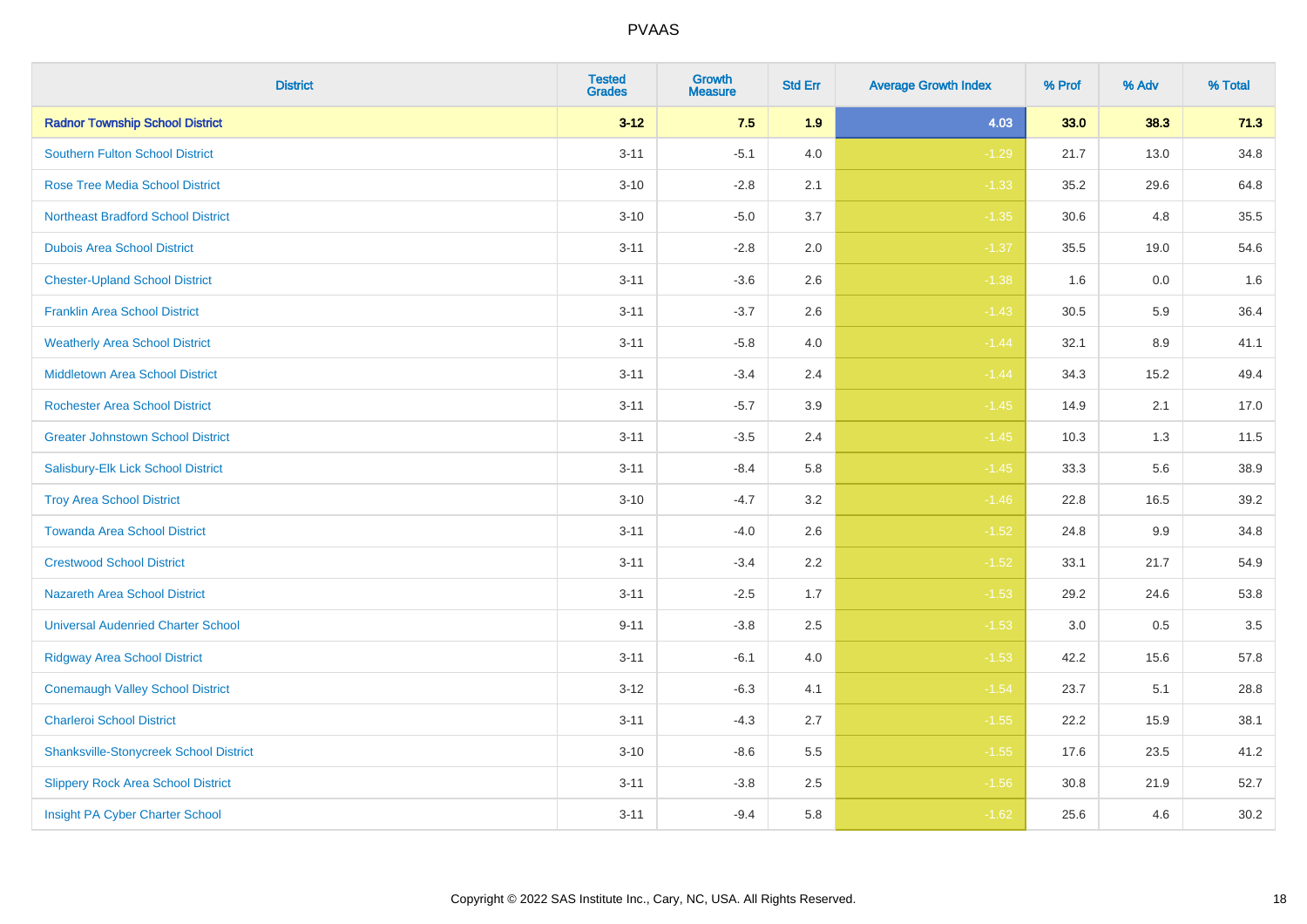| District | Tested Grades | Growth Measure | Std Err | Average Growth Index | % Prof | % Adv | % Total |
|---|---|---|---|---|---|---|---|
| **Radnor Township School District** | **3-12** | **7.5** | **1.9** | **4.03** | **33.0** | **38.3** | **71.3** |
| Southern Fulton School District | 3-11 | -5.1 | 4.0 | -1.29 | 21.7 | 13.0 | 34.8 |
| Rose Tree Media School District | 3-10 | -2.8 | 2.1 | -1.33 | 35.2 | 29.6 | 64.8 |
| Northeast Bradford School District | 3-10 | -5.0 | 3.7 | -1.35 | 30.6 | 4.8 | 35.5 |
| Dubois Area School District | 3-11 | -2.8 | 2.0 | -1.37 | 35.5 | 19.0 | 54.6 |
| Chester-Upland School District | 3-11 | -3.6 | 2.6 | -1.38 | 1.6 | 0.0 | 1.6 |
| Franklin Area School District | 3-11 | -3.7 | 2.6 | -1.43 | 30.5 | 5.9 | 36.4 |
| Weatherly Area School District | 3-11 | -5.8 | 4.0 | -1.44 | 32.1 | 8.9 | 41.1 |
| Middletown Area School District | 3-11 | -3.4 | 2.4 | -1.44 | 34.3 | 15.2 | 49.4 |
| Rochester Area School District | 3-11 | -5.7 | 3.9 | -1.45 | 14.9 | 2.1 | 17.0 |
| Greater Johnstown School District | 3-11 | -3.5 | 2.4 | -1.45 | 10.3 | 1.3 | 11.5 |
| Salisbury-Elk Lick School District | 3-11 | -8.4 | 5.8 | -1.45 | 33.3 | 5.6 | 38.9 |
| Troy Area School District | 3-10 | -4.7 | 3.2 | -1.46 | 22.8 | 16.5 | 39.2 |
| Towanda Area School District | 3-11 | -4.0 | 2.6 | -1.52 | 24.8 | 9.9 | 34.8 |
| Crestwood School District | 3-11 | -3.4 | 2.2 | -1.52 | 33.1 | 21.7 | 54.9 |
| Nazareth Area School District | 3-11 | -2.5 | 1.7 | -1.53 | 29.2 | 24.6 | 53.8 |
| Universal Audenried Charter School | 9-11 | -3.8 | 2.5 | -1.53 | 3.0 | 0.5 | 3.5 |
| Ridgway Area School District | 3-11 | -6.1 | 4.0 | -1.53 | 42.2 | 15.6 | 57.8 |
| Conemaugh Valley School District | 3-12 | -6.3 | 4.1 | -1.54 | 23.7 | 5.1 | 28.8 |
| Charleroi School District | 3-11 | -4.3 | 2.7 | -1.55 | 22.2 | 15.9 | 38.1 |
| Shanksville-Stonycreek School District | 3-10 | -8.6 | 5.5 | -1.55 | 17.6 | 23.5 | 41.2 |
| Slippery Rock Area School District | 3-11 | -3.8 | 2.5 | -1.56 | 30.8 | 21.9 | 52.7 |
| Insight PA Cyber Charter School | 3-11 | -9.4 | 5.8 | -1.62 | 25.6 | 4.6 | 30.2 |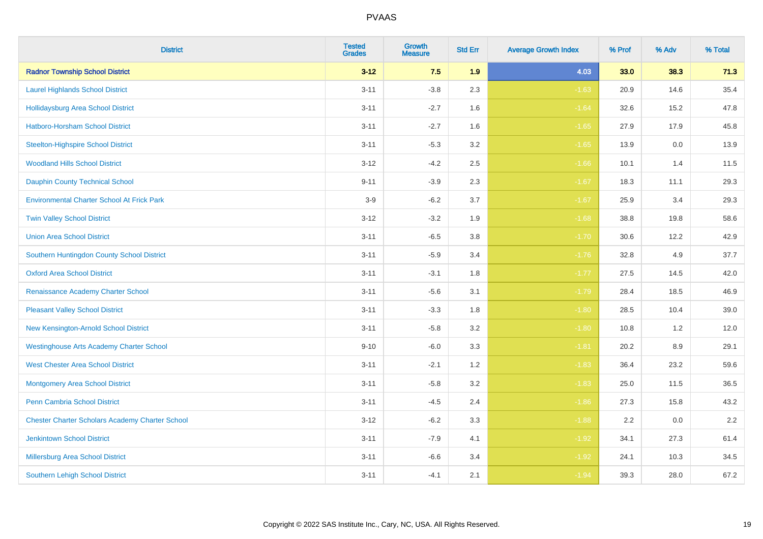| District | Tested Grades | Growth Measure | Std Err | Average Growth Index | % Prof | % Adv | % Total |
|---|---|---|---|---|---|---|---|
| **Radnor Township School District** | **3-12** | **7.5** | **1.9** | **4.03** | **33.0** | **38.3** | **71.3** |
| Laurel Highlands School District | 3-11 | -3.8 | 2.3 | -1.63 | 20.9 | 14.6 | 35.4 |
| Hollidaysburg Area School District | 3-11 | -2.7 | 1.6 | -1.64 | 32.6 | 15.2 | 47.8 |
| Hatboro-Horsham School District | 3-11 | -2.7 | 1.6 | -1.65 | 27.9 | 17.9 | 45.8 |
| Steelton-Highspire School District | 3-11 | -5.3 | 3.2 | -1.65 | 13.9 | 0.0 | 13.9 |
| Woodland Hills School District | 3-12 | -4.2 | 2.5 | -1.66 | 10.1 | 1.4 | 11.5 |
| Dauphin County Technical School | 9-11 | -3.9 | 2.3 | -1.67 | 18.3 | 11.1 | 29.3 |
| Environmental Charter School At Frick Park | 3-9 | -6.2 | 3.7 | -1.67 | 25.9 | 3.4 | 29.3 |
| Twin Valley School District | 3-12 | -3.2 | 1.9 | -1.68 | 38.8 | 19.8 | 58.6 |
| Union Area School District | 3-11 | -6.5 | 3.8 | -1.70 | 30.6 | 12.2 | 42.9 |
| Southern Huntingdon County School District | 3-11 | -5.9 | 3.4 | -1.76 | 32.8 | 4.9 | 37.7 |
| Oxford Area School District | 3-11 | -3.1 | 1.8 | -1.77 | 27.5 | 14.5 | 42.0 |
| Renaissance Academy Charter School | 3-11 | -5.6 | 3.1 | -1.79 | 28.4 | 18.5 | 46.9 |
| Pleasant Valley School District | 3-11 | -3.3 | 1.8 | -1.80 | 28.5 | 10.4 | 39.0 |
| New Kensington-Arnold School District | 3-11 | -5.8 | 3.2 | -1.80 | 10.8 | 1.2 | 12.0 |
| Westinghouse Arts Academy Charter School | 9-10 | -6.0 | 3.3 | -1.81 | 20.2 | 8.9 | 29.1 |
| West Chester Area School District | 3-11 | -2.1 | 1.2 | -1.83 | 36.4 | 23.2 | 59.6 |
| Montgomery Area School District | 3-11 | -5.8 | 3.2 | -1.83 | 25.0 | 11.5 | 36.5 |
| Penn Cambria School District | 3-11 | -4.5 | 2.4 | -1.86 | 27.3 | 15.8 | 43.2 |
| Chester Charter Scholars Academy Charter School | 3-12 | -6.2 | 3.3 | -1.88 | 2.2 | 0.0 | 2.2 |
| Jenkintown School District | 3-11 | -7.9 | 4.1 | -1.92 | 34.1 | 27.3 | 61.4 |
| Millersburg Area School District | 3-11 | -6.6 | 3.4 | -1.92 | 24.1 | 10.3 | 34.5 |
| Southern Lehigh School District | 3-11 | -4.1 | 2.1 | -1.94 | 39.3 | 28.0 | 67.2 |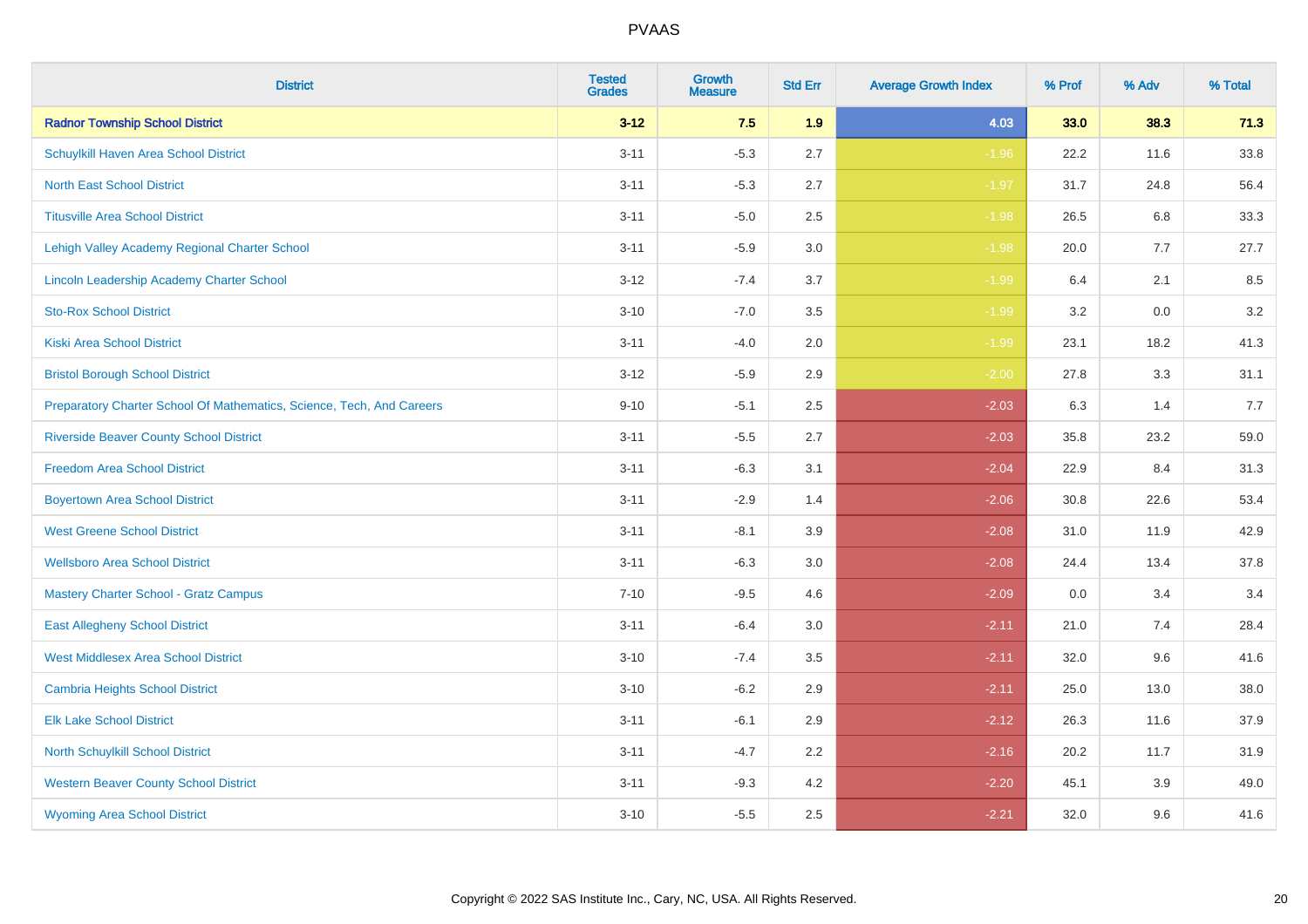| District | Tested Grades | Growth Measure | Std Err | Average Growth Index | % Prof | % Adv | % Total |
|---|---|---|---|---|---|---|---|
| **Radnor Township School District** | **3-12** | **7.5** | **1.9** | **4.03** | **33.0** | **38.3** | **71.3** |
| Schuylkill Haven Area School District | 3-11 | -5.3 | 2.7 | -1.96 | 22.2 | 11.6 | 33.8 |
| North East School District | 3-11 | -5.3 | 2.7 | -1.97 | 31.7 | 24.8 | 56.4 |
| Titusville Area School District | 3-11 | -5.0 | 2.5 | -1.98 | 26.5 | 6.8 | 33.3 |
| Lehigh Valley Academy Regional Charter School | 3-11 | -5.9 | 3.0 | -1.98 | 20.0 | 7.7 | 27.7 |
| Lincoln Leadership Academy Charter School | 3-12 | -7.4 | 3.7 | -1.99 | 6.4 | 2.1 | 8.5 |
| Sto-Rox School District | 3-10 | -7.0 | 3.5 | -1.99 | 3.2 | 0.0 | 3.2 |
| Kiski Area School District | 3-11 | -4.0 | 2.0 | -1.99 | 23.1 | 18.2 | 41.3 |
| Bristol Borough School District | 3-12 | -5.9 | 2.9 | -2.00 | 27.8 | 3.3 | 31.1 |
| Preparatory Charter School Of Mathematics, Science, Tech, And Careers | 9-10 | -5.1 | 2.5 | -2.03 | 6.3 | 1.4 | 7.7 |
| Riverside Beaver County School District | 3-11 | -5.5 | 2.7 | -2.03 | 35.8 | 23.2 | 59.0 |
| Freedom Area School District | 3-11 | -6.3 | 3.1 | -2.04 | 22.9 | 8.4 | 31.3 |
| Boyertown Area School District | 3-11 | -2.9 | 1.4 | -2.06 | 30.8 | 22.6 | 53.4 |
| West Greene School District | 3-11 | -8.1 | 3.9 | -2.08 | 31.0 | 11.9 | 42.9 |
| Wellsboro Area School District | 3-11 | -6.3 | 3.0 | -2.08 | 24.4 | 13.4 | 37.8 |
| Mastery Charter School - Gratz Campus | 7-10 | -9.5 | 4.6 | -2.09 | 0.0 | 3.4 | 3.4 |
| East Allegheny School District | 3-11 | -6.4 | 3.0 | -2.11 | 21.0 | 7.4 | 28.4 |
| West Middlesex Area School District | 3-10 | -7.4 | 3.5 | -2.11 | 32.0 | 9.6 | 41.6 |
| Cambria Heights School District | 3-10 | -6.2 | 2.9 | -2.11 | 25.0 | 13.0 | 38.0 |
| Elk Lake School District | 3-11 | -6.1 | 2.9 | -2.12 | 26.3 | 11.6 | 37.9 |
| North Schuylkill School District | 3-11 | -4.7 | 2.2 | -2.16 | 20.2 | 11.7 | 31.9 |
| Western Beaver County School District | 3-11 | -9.3 | 4.2 | -2.20 | 45.1 | 3.9 | 49.0 |
| Wyoming Area School District | 3-10 | -5.5 | 2.5 | -2.21 | 32.0 | 9.6 | 41.6 |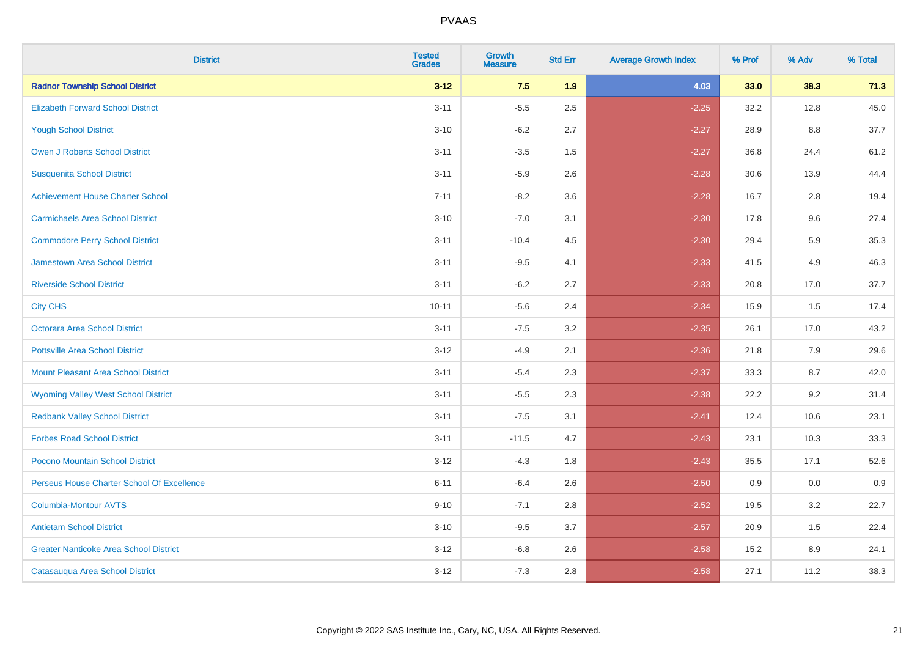| District | Tested Grades | Growth Measure | Std Err | Average Growth Index | % Prof | % Adv | % Total |
|---|---|---|---|---|---|---|---|
| **Radnor Township School District** | **3-12** | **7.5** | **1.9** | **4.03** | **33.0** | **38.3** | **71.3** |
| Elizabeth Forward School District | 3-11 | -5.5 | 2.5 | -2.25 | 32.2 | 12.8 | 45.0 |
| Yough School District | 3-10 | -6.2 | 2.7 | -2.27 | 28.9 | 8.8 | 37.7 |
| Owen J Roberts School District | 3-11 | -3.5 | 1.5 | -2.27 | 36.8 | 24.4 | 61.2 |
| Susquenita School District | 3-11 | -5.9 | 2.6 | -2.28 | 30.6 | 13.9 | 44.4 |
| Achievement House Charter School | 7-11 | -8.2 | 3.6 | -2.28 | 16.7 | 2.8 | 19.4 |
| Carmichaels Area School District | 3-10 | -7.0 | 3.1 | -2.30 | 17.8 | 9.6 | 27.4 |
| Commodore Perry School District | 3-11 | -10.4 | 4.5 | -2.30 | 29.4 | 5.9 | 35.3 |
| Jamestown Area School District | 3-11 | -9.5 | 4.1 | -2.33 | 41.5 | 4.9 | 46.3 |
| Riverside School District | 3-11 | -6.2 | 2.7 | -2.33 | 20.8 | 17.0 | 37.7 |
| City CHS | 10-11 | -5.6 | 2.4 | -2.34 | 15.9 | 1.5 | 17.4 |
| Octorara Area School District | 3-11 | -7.5 | 3.2 | -2.35 | 26.1 | 17.0 | 43.2 |
| Pottsville Area School District | 3-12 | -4.9 | 2.1 | -2.36 | 21.8 | 7.9 | 29.6 |
| Mount Pleasant Area School District | 3-11 | -5.4 | 2.3 | -2.37 | 33.3 | 8.7 | 42.0 |
| Wyoming Valley West School District | 3-11 | -5.5 | 2.3 | -2.38 | 22.2 | 9.2 | 31.4 |
| Redbank Valley School District | 3-11 | -7.5 | 3.1 | -2.41 | 12.4 | 10.6 | 23.1 |
| Forbes Road School District | 3-11 | -11.5 | 4.7 | -2.43 | 23.1 | 10.3 | 33.3 |
| Pocono Mountain School District | 3-12 | -4.3 | 1.8 | -2.43 | 35.5 | 17.1 | 52.6 |
| Perseus House Charter School Of Excellence | 6-11 | -6.4 | 2.6 | -2.50 | 0.9 | 0.0 | 0.9 |
| Columbia-Montour AVTS | 9-10 | -7.1 | 2.8 | -2.52 | 19.5 | 3.2 | 22.7 |
| Antietam School District | 3-10 | -9.5 | 3.7 | -2.57 | 20.9 | 1.5 | 22.4 |
| Greater Nanticoke Area School District | 3-12 | -6.8 | 2.6 | -2.58 | 15.2 | 8.9 | 24.1 |
| Catasauqua Area School District | 3-12 | -7.3 | 2.8 | -2.58 | 27.1 | 11.2 | 38.3 |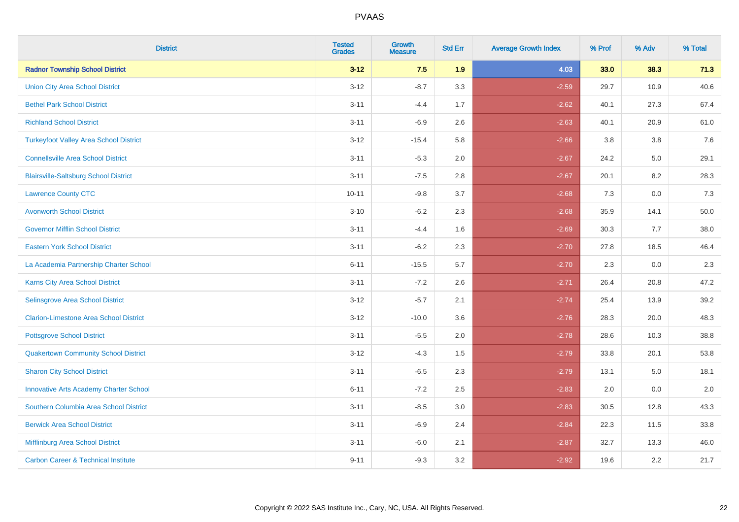# PVAAS

| District | Tested Grades | Growth Measure | Std Err | Average Growth Index | % Prof | % Adv | % Total |
|---|---|---|---|---|---|---|---|
| **Radnor Township School District** | **3-12** | **7.5** | **1.9** | **4.03** | **33.0** | **38.3** | **71.3** |
| Union City Area School District | 3-12 | -8.7 | 3.3 | -2.59 | 29.7 | 10.9 | 40.6 |
| Bethel Park School District | 3-11 | -4.4 | 1.7 | -2.62 | 40.1 | 27.3 | 67.4 |
| Richland School District | 3-11 | -6.9 | 2.6 | -2.63 | 40.1 | 20.9 | 61.0 |
| Turkeyfoot Valley Area School District | 3-12 | -15.4 | 5.8 | -2.66 | 3.8 | 3.8 | 7.6 |
| Connellsville Area School District | 3-11 | -5.3 | 2.0 | -2.67 | 24.2 | 5.0 | 29.1 |
| Blairsville-Saltsburg School District | 3-11 | -7.5 | 2.8 | -2.67 | 20.1 | 8.2 | 28.3 |
| Lawrence County CTC | 10-11 | -9.8 | 3.7 | -2.68 | 7.3 | 0.0 | 7.3 |
| Avonworth School District | 3-10 | -6.2 | 2.3 | -2.68 | 35.9 | 14.1 | 50.0 |
| Governor Mifflin School District | 3-11 | -4.4 | 1.6 | -2.69 | 30.3 | 7.7 | 38.0 |
| Eastern York School District | 3-11 | -6.2 | 2.3 | -2.70 | 27.8 | 18.5 | 46.4 |
| La Academia Partnership Charter School | 6-11 | -15.5 | 5.7 | -2.70 | 2.3 | 0.0 | 2.3 |
| Karns City Area School District | 3-11 | -7.2 | 2.6 | -2.71 | 26.4 | 20.8 | 47.2 |
| Selinsgrove Area School District | 3-12 | -5.7 | 2.1 | -2.74 | 25.4 | 13.9 | 39.2 |
| Clarion-Limestone Area School District | 3-12 | -10.0 | 3.6 | -2.76 | 28.3 | 20.0 | 48.3 |
| Pottsgrove School District | 3-11 | -5.5 | 2.0 | -2.78 | 28.6 | 10.3 | 38.8 |
| Quakertown Community School District | 3-12 | -4.3 | 1.5 | -2.79 | 33.8 | 20.1 | 53.8 |
| Sharon City School District | 3-11 | -6.5 | 2.3 | -2.79 | 13.1 | 5.0 | 18.1 |
| Innovative Arts Academy Charter School | 6-11 | -7.2 | 2.5 | -2.83 | 2.0 | 0.0 | 2.0 |
| Southern Columbia Area School District | 3-11 | -8.5 | 3.0 | -2.83 | 30.5 | 12.8 | 43.3 |
| Berwick Area School District | 3-11 | -6.9 | 2.4 | -2.84 | 22.3 | 11.5 | 33.8 |
| Mifflinburg Area School District | 3-11 | -6.0 | 2.1 | -2.87 | 32.7 | 13.3 | 46.0 |
| Carbon Career & Technical Institute | 9-11 | -9.3 | 3.2 | -2.92 | 19.6 | 2.2 | 21.7 |

Copyright © 2022 SAS Institute Inc., Cary, NC, USA. All Rights Reserved.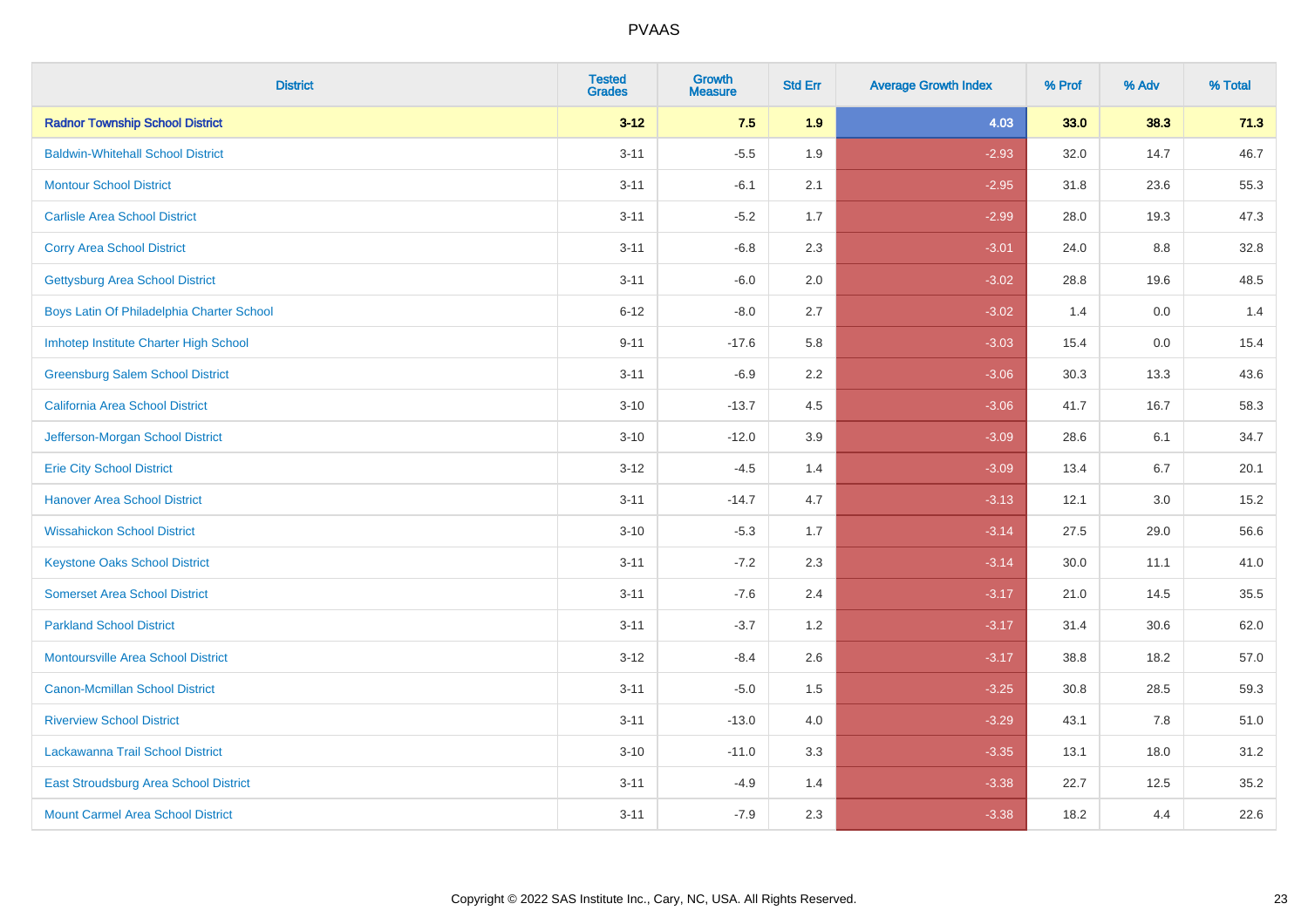# PVAAS

| District | Tested Grades | Growth Measure | Std Err | Average Growth Index | % Prof | % Adv | % Total |
|---|---|---|---|---|---|---|---|
| **Radnor Township School District** | **3-12** | **7.5** | **1.9** | **4.03** | **33.0** | **38.3** | **71.3** |
| Baldwin-Whitehall School District | 3-11 | -5.5 | 1.9 | -2.93 | 32.0 | 14.7 | 46.7 |
| Montour School District | 3-11 | -6.1 | 2.1 | -2.95 | 31.8 | 23.6 | 55.3 |
| Carlisle Area School District | 3-11 | -5.2 | 1.7 | -2.99 | 28.0 | 19.3 | 47.3 |
| Corry Area School District | 3-11 | -6.8 | 2.3 | -3.01 | 24.0 | 8.8 | 32.8 |
| Gettysburg Area School District | 3-11 | -6.0 | 2.0 | -3.02 | 28.8 | 19.6 | 48.5 |
| Boys Latin Of Philadelphia Charter School | 6-12 | -8.0 | 2.7 | -3.02 | 1.4 | 0.0 | 1.4 |
| Imhotep Institute Charter High School | 9-11 | -17.6 | 5.8 | -3.03 | 15.4 | 0.0 | 15.4 |
| Greensburg Salem School District | 3-11 | -6.9 | 2.2 | -3.06 | 30.3 | 13.3 | 43.6 |
| California Area School District | 3-10 | -13.7 | 4.5 | -3.06 | 41.7 | 16.7 | 58.3 |
| Jefferson-Morgan School District | 3-10 | -12.0 | 3.9 | -3.09 | 28.6 | 6.1 | 34.7 |
| Erie City School District | 3-12 | -4.5 | 1.4 | -3.09 | 13.4 | 6.7 | 20.1 |
| Hanover Area School District | 3-11 | -14.7 | 4.7 | -3.13 | 12.1 | 3.0 | 15.2 |
| Wissahickon School District | 3-10 | -5.3 | 1.7 | -3.14 | 27.5 | 29.0 | 56.6 |
| Keystone Oaks School District | 3-11 | -7.2 | 2.3 | -3.14 | 30.0 | 11.1 | 41.0 |
| Somerset Area School District | 3-11 | -7.6 | 2.4 | -3.17 | 21.0 | 14.5 | 35.5 |
| Parkland School District | 3-11 | -3.7 | 1.2 | -3.17 | 31.4 | 30.6 | 62.0 |
| Montoursville Area School District | 3-12 | -8.4 | 2.6 | -3.17 | 38.8 | 18.2 | 57.0 |
| Canon-Mcmillan School District | 3-11 | -5.0 | 1.5 | -3.25 | 30.8 | 28.5 | 59.3 |
| Riverview School District | 3-11 | -13.0 | 4.0 | -3.29 | 43.1 | 7.8 | 51.0 |
| Lackawanna Trail School District | 3-10 | -11.0 | 3.3 | -3.35 | 13.1 | 18.0 | 31.2 |
| East Stroudsburg Area School District | 3-11 | -4.9 | 1.4 | -3.38 | 22.7 | 12.5 | 35.2 |
| Mount Carmel Area School District | 3-11 | -7.9 | 2.3 | -3.38 | 18.2 | 4.4 | 22.6 |

Copyright © 2022 SAS Institute Inc., Cary, NC, USA. All Rights Reserved.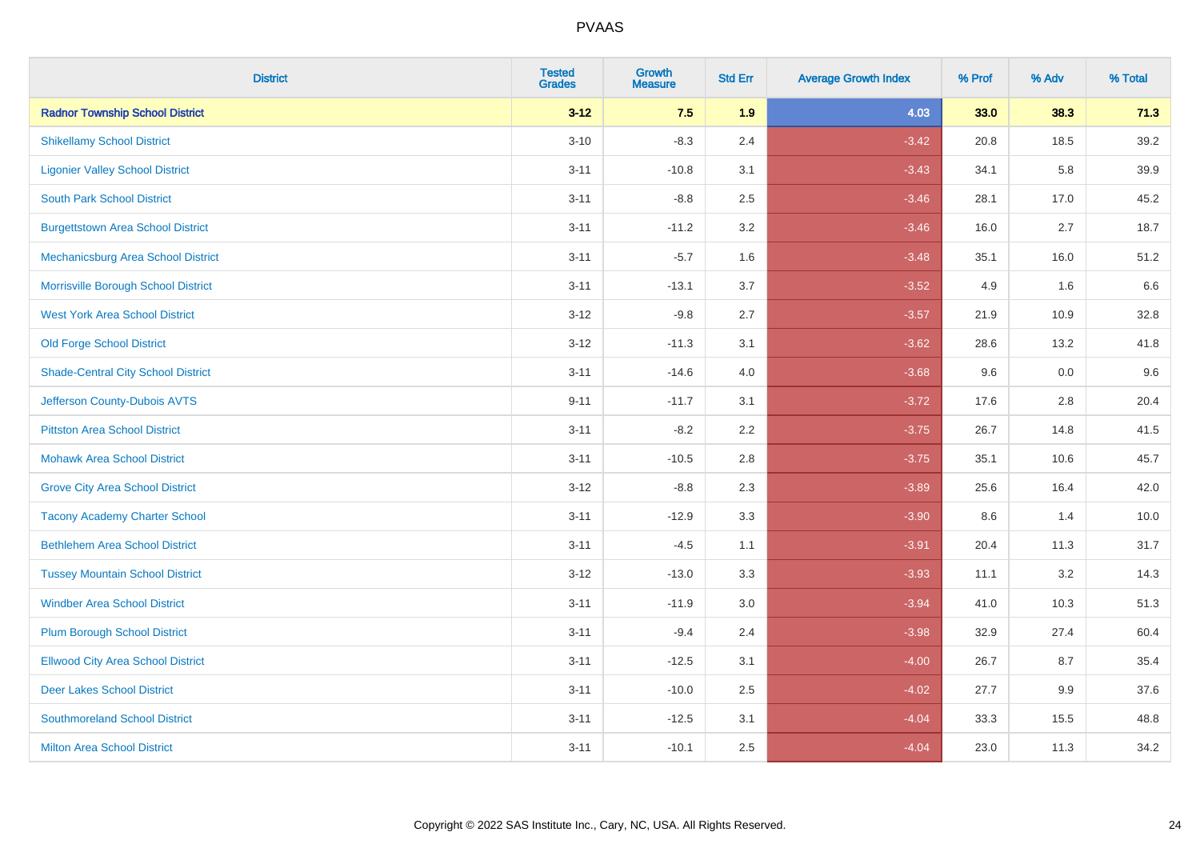| District | Tested Grades | Growth Measure | Std Err | Average Growth Index | % Prof | % Adv | % Total |
|---|---|---|---|---|---|---|---|
| **Radnor Township School District** | **3-12** | **7.5** | **1.9** | **4.03** | **33.0** | **38.3** | **71.3** |
| Shikellamy School District | 3-10 | -8.3 | 2.4 | -3.42 | 20.8 | 18.5 | 39.2 |
| Ligonier Valley School District | 3-11 | -10.8 | 3.1 | -3.43 | 34.1 | 5.8 | 39.9 |
| South Park School District | 3-11 | -8.8 | 2.5 | -3.46 | 28.1 | 17.0 | 45.2 |
| Burgettstown Area School District | 3-11 | -11.2 | 3.2 | -3.46 | 16.0 | 2.7 | 18.7 |
| Mechanicsburg Area School District | 3-11 | -5.7 | 1.6 | -3.48 | 35.1 | 16.0 | 51.2 |
| Morrisville Borough School District | 3-11 | -13.1 | 3.7 | -3.52 | 4.9 | 1.6 | 6.6 |
| West York Area School District | 3-12 | -9.8 | 2.7 | -3.57 | 21.9 | 10.9 | 32.8 |
| Old Forge School District | 3-12 | -11.3 | 3.1 | -3.62 | 28.6 | 13.2 | 41.8 |
| Shade-Central City School District | 3-11 | -14.6 | 4.0 | -3.68 | 9.6 | 0.0 | 9.6 |
| Jefferson County-Dubois AVTS | 9-11 | -11.7 | 3.1 | -3.72 | 17.6 | 2.8 | 20.4 |
| Pittston Area School District | 3-11 | -8.2 | 2.2 | -3.75 | 26.7 | 14.8 | 41.5 |
| Mohawk Area School District | 3-11 | -10.5 | 2.8 | -3.75 | 35.1 | 10.6 | 45.7 |
| Grove City Area School District | 3-12 | -8.8 | 2.3 | -3.89 | 25.6 | 16.4 | 42.0 |
| Tacony Academy Charter School | 3-11 | -12.9 | 3.3 | -3.90 | 8.6 | 1.4 | 10.0 |
| Bethlehem Area School District | 3-11 | -4.5 | 1.1 | -3.91 | 20.4 | 11.3 | 31.7 |
| Tussey Mountain School District | 3-12 | -13.0 | 3.3 | -3.93 | 11.1 | 3.2 | 14.3 |
| Windber Area School District | 3-11 | -11.9 | 3.0 | -3.94 | 41.0 | 10.3 | 51.3 |
| Plum Borough School District | 3-11 | -9.4 | 2.4 | -3.98 | 32.9 | 27.4 | 60.4 |
| Ellwood City Area School District | 3-11 | -12.5 | 3.1 | -4.00 | 26.7 | 8.7 | 35.4 |
| Deer Lakes School District | 3-11 | -10.0 | 2.5 | -4.02 | 27.7 | 9.9 | 37.6 |
| Southmoreland School District | 3-11 | -12.5 | 3.1 | -4.04 | 33.3 | 15.5 | 48.8 |
| Milton Area School District | 3-11 | -10.1 | 2.5 | -4.04 | 23.0 | 11.3 | 34.2 |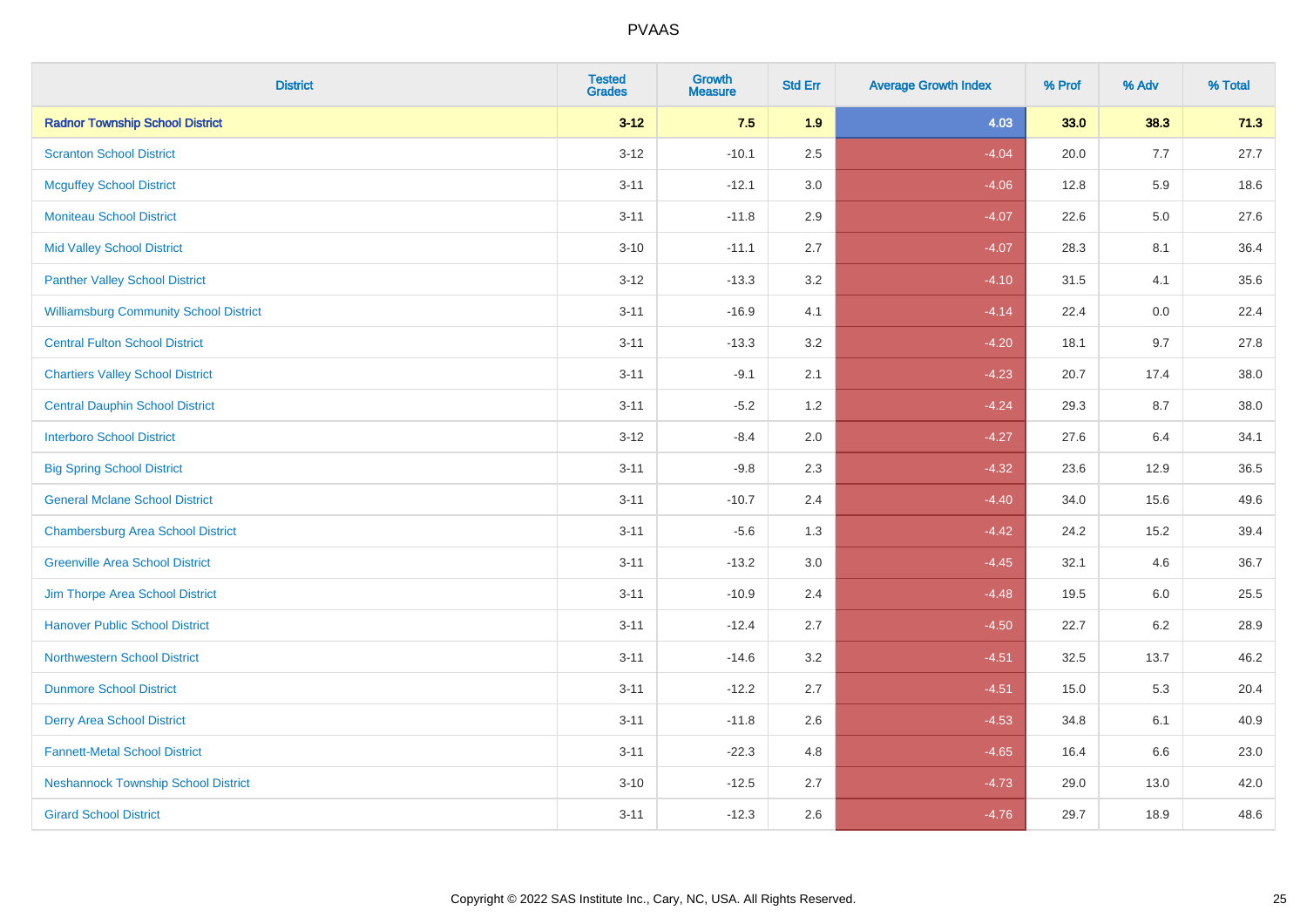# PVAAS

| District | Tested Grades | Growth Measure | Std Err | Average Growth Index | % Prof | % Adv | % Total |
|---|---|---|---|---|---|---|---|
| **Radnor Township School District** | **3-12** | **7.5** | **1.9** | **4.03** | **33.0** | **38.3** | **71.3** |
| Scranton School District | 3-12 | -10.1 | 2.5 | -4.04 | 20.0 | 7.7 | 27.7 |
| Mcguffey School District | 3-11 | -12.1 | 3.0 | -4.06 | 12.8 | 5.9 | 18.6 |
| Moniteau School District | 3-11 | -11.8 | 2.9 | -4.07 | 22.6 | 5.0 | 27.6 |
| Mid Valley School District | 3-10 | -11.1 | 2.7 | -4.07 | 28.3 | 8.1 | 36.4 |
| Panther Valley School District | 3-12 | -13.3 | 3.2 | -4.10 | 31.5 | 4.1 | 35.6 |
| Williamsburg Community School District | 3-11 | -16.9 | 4.1 | -4.14 | 22.4 | 0.0 | 22.4 |
| Central Fulton School District | 3-11 | -13.3 | 3.2 | -4.20 | 18.1 | 9.7 | 27.8 |
| Chartiers Valley School District | 3-11 | -9.1 | 2.1 | -4.23 | 20.7 | 17.4 | 38.0 |
| Central Dauphin School District | 3-11 | -5.2 | 1.2 | -4.24 | 29.3 | 8.7 | 38.0 |
| Interboro School District | 3-12 | -8.4 | 2.0 | -4.27 | 27.6 | 6.4 | 34.1 |
| Big Spring School District | 3-11 | -9.8 | 2.3 | -4.32 | 23.6 | 12.9 | 36.5 |
| General Mclane School District | 3-11 | -10.7 | 2.4 | -4.40 | 34.0 | 15.6 | 49.6 |
| Chambersburg Area School District | 3-11 | -5.6 | 1.3 | -4.42 | 24.2 | 15.2 | 39.4 |
| Greenville Area School District | 3-11 | -13.2 | 3.0 | -4.45 | 32.1 | 4.6 | 36.7 |
| Jim Thorpe Area School District | 3-11 | -10.9 | 2.4 | -4.48 | 19.5 | 6.0 | 25.5 |
| Hanover Public School District | 3-11 | -12.4 | 2.7 | -4.50 | 22.7 | 6.2 | 28.9 |
| Northwestern School District | 3-11 | -14.6 | 3.2 | -4.51 | 32.5 | 13.7 | 46.2 |
| Dunmore School District | 3-11 | -12.2 | 2.7 | -4.51 | 15.0 | 5.3 | 20.4 |
| Derry Area School District | 3-11 | -11.8 | 2.6 | -4.53 | 34.8 | 6.1 | 40.9 |
| Fannett-Metal School District | 3-11 | -22.3 | 4.8 | -4.65 | 16.4 | 6.6 | 23.0 |
| Neshannock Township School District | 3-10 | -12.5 | 2.7 | -4.73 | 29.0 | 13.0 | 42.0 |
| Girard School District | 3-11 | -12.3 | 2.6 | -4.76 | 29.7 | 18.9 | 48.6 |

Copyright © 2022 SAS Institute Inc., Cary, NC, USA. All Rights Reserved.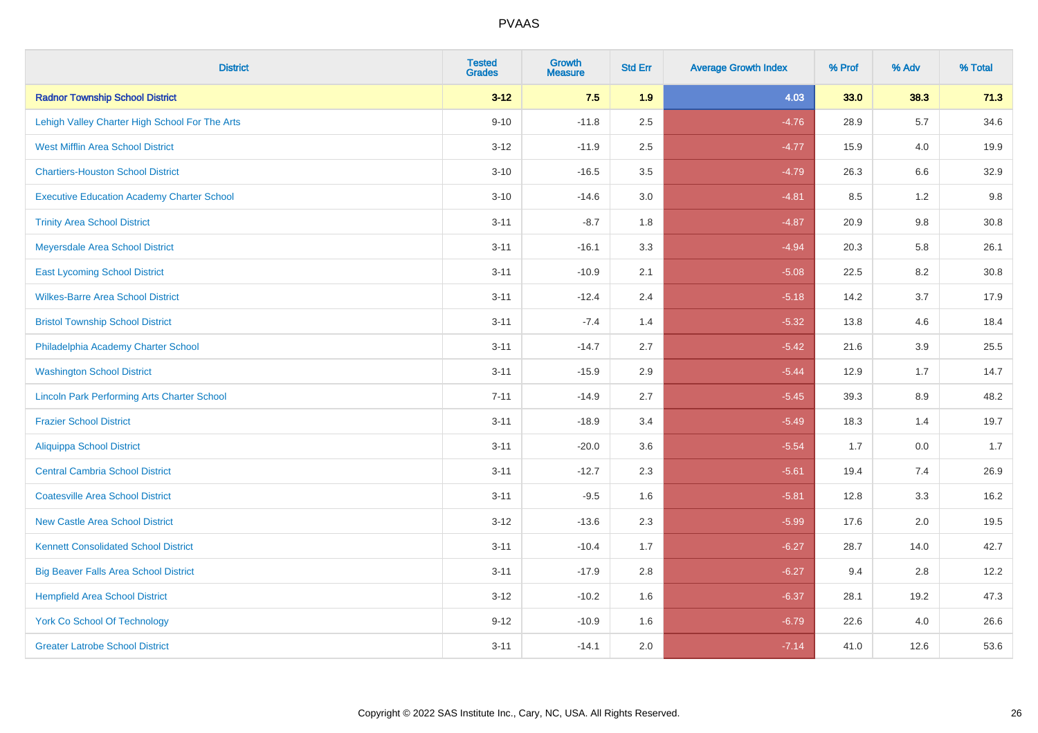PVAAS

| District | Tested Grades | Growth Measure | Std Err | Average Growth Index | % Prof | % Adv | % Total |
|---|---|---|---|---|---|---|---|
| **Radnor Township School District** | **3-12** | **7.5** | **1.9** | **4.03** | **33.0** | **38.3** | **71.3** |
| Lehigh Valley Charter High School For The Arts | 9-10 | -11.8 | 2.5 | -4.76 | 28.9 | 5.7 | 34.6 |
| West Mifflin Area School District | 3-12 | -11.9 | 2.5 | -4.77 | 15.9 | 4.0 | 19.9 |
| Chartiers-Houston School District | 3-10 | -16.5 | 3.5 | -4.79 | 26.3 | 6.6 | 32.9 |
| Executive Education Academy Charter School | 3-10 | -14.6 | 3.0 | -4.81 | 8.5 | 1.2 | 9.8 |
| Trinity Area School District | 3-11 | -8.7 | 1.8 | -4.87 | 20.9 | 9.8 | 30.8 |
| Meyersdale Area School District | 3-11 | -16.1 | 3.3 | -4.94 | 20.3 | 5.8 | 26.1 |
| East Lycoming School District | 3-11 | -10.9 | 2.1 | -5.08 | 22.5 | 8.2 | 30.8 |
| Wilkes-Barre Area School District | 3-11 | -12.4 | 2.4 | -5.18 | 14.2 | 3.7 | 17.9 |
| Bristol Township School District | 3-11 | -7.4 | 1.4 | -5.32 | 13.8 | 4.6 | 18.4 |
| Philadelphia Academy Charter School | 3-11 | -14.7 | 2.7 | -5.42 | 21.6 | 3.9 | 25.5 |
| Washington School District | 3-11 | -15.9 | 2.9 | -5.44 | 12.9 | 1.7 | 14.7 |
| Lincoln Park Performing Arts Charter School | 7-11 | -14.9 | 2.7 | -5.45 | 39.3 | 8.9 | 48.2 |
| Frazier School District | 3-11 | -18.9 | 3.4 | -5.49 | 18.3 | 1.4 | 19.7 |
| Aliquippa School District | 3-11 | -20.0 | 3.6 | -5.54 | 1.7 | 0.0 | 1.7 |
| Central Cambria School District | 3-11 | -12.7 | 2.3 | -5.61 | 19.4 | 7.4 | 26.9 |
| Coatesville Area School District | 3-11 | -9.5 | 1.6 | -5.81 | 12.8 | 3.3 | 16.2 |
| New Castle Area School District | 3-12 | -13.6 | 2.3 | -5.99 | 17.6 | 2.0 | 19.5 |
| Kennett Consolidated School District | 3-11 | -10.4 | 1.7 | -6.27 | 28.7 | 14.0 | 42.7 |
| Big Beaver Falls Area School District | 3-11 | -17.9 | 2.8 | -6.27 | 9.4 | 2.8 | 12.2 |
| Hempfield Area School District | 3-12 | -10.2 | 1.6 | -6.37 | 28.1 | 19.2 | 47.3 |
| York Co School Of Technology | 9-12 | -10.9 | 1.6 | -6.79 | 22.6 | 4.0 | 26.6 |
| Greater Latrobe School District | 3-11 | -14.1 | 2.0 | -7.14 | 41.0 | 12.6 | 53.6 |

Copyright © 2022 SAS Institute Inc., Cary, NC, USA. All Rights Reserved.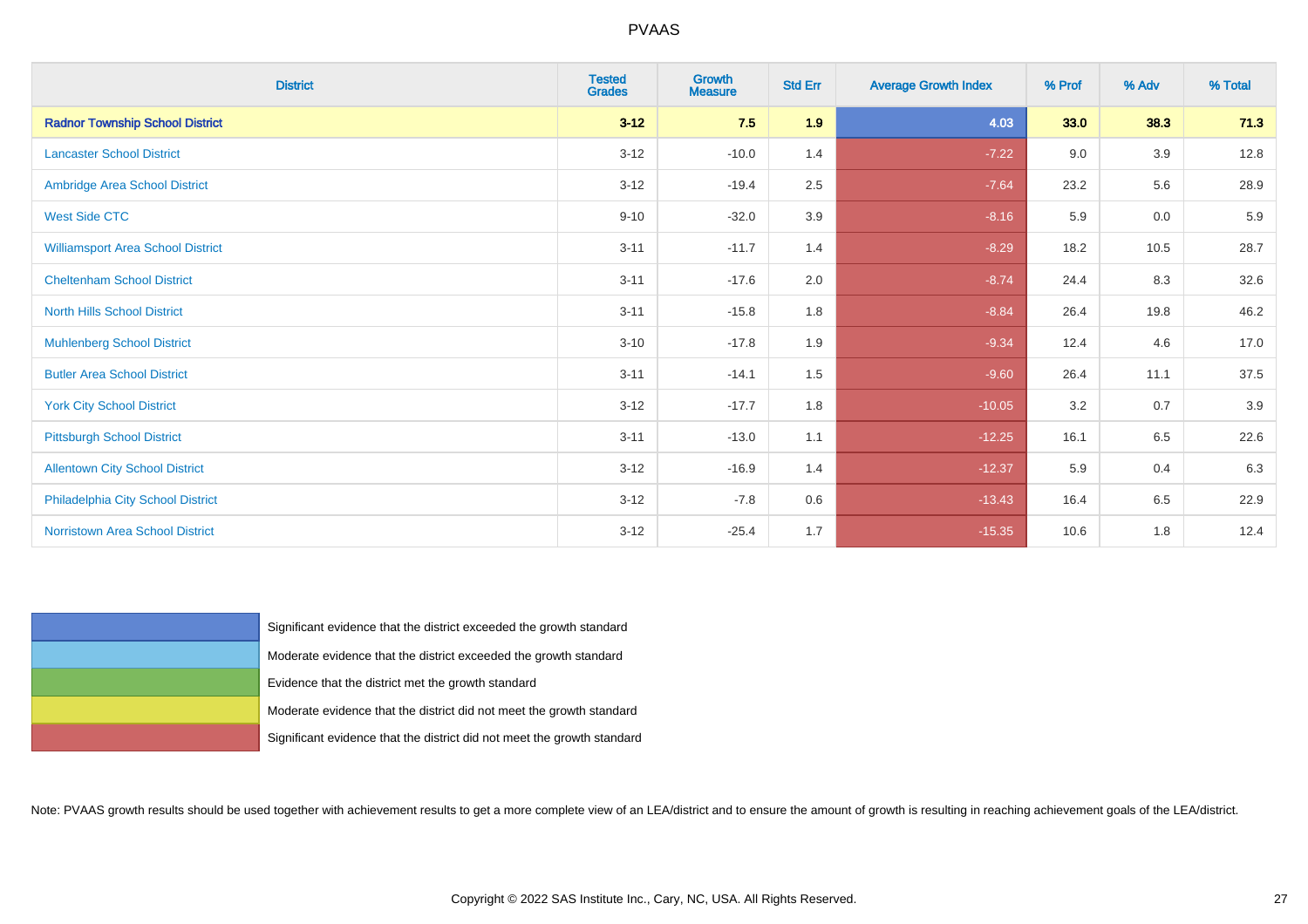# PVAAS

| District | Tested Grades | Growth Measure | Std Err | Average Growth Index | % Prof | % Adv | % Total |
|---|---|---|---|---|---|---|---|
| **Radnor Township School District** | **3-12** | **7.5** | **1.9** | **4.03** | **33.0** | **38.3** | **71.3** |
| Lancaster School District | 3-12 | -10.0 | 1.4 | -7.22 | 9.0 | 3.9 | 12.8 |
| Ambridge Area School District | 3-12 | -19.4 | 2.5 | -7.64 | 23.2 | 5.6 | 28.9 |
| West Side CTC | 9-10 | -32.0 | 3.9 | -8.16 | 5.9 | 0.0 | 5.9 |
| Williamsport Area School District | 3-11 | -11.7 | 1.4 | -8.29 | 18.2 | 10.5 | 28.7 |
| Cheltenham School District | 3-11 | -17.6 | 2.0 | -8.74 | 24.4 | 8.3 | 32.6 |
| North Hills School District | 3-11 | -15.8 | 1.8 | -8.84 | 26.4 | 19.8 | 46.2 |
| Muhlenberg School District | 3-10 | -17.8 | 1.9 | -9.34 | 12.4 | 4.6 | 17.0 |
| Butler Area School District | 3-11 | -14.1 | 1.5 | -9.60 | 26.4 | 11.1 | 37.5 |
| York City School District | 3-12 | -17.7 | 1.8 | -10.05 | 3.2 | 0.7 | 3.9 |
| Pittsburgh School District | 3-11 | -13.0 | 1.1 | -12.25 | 16.1 | 6.5 | 22.6 |
| Allentown City School District | 3-12 | -16.9 | 1.4 | -12.37 | 5.9 | 0.4 | 6.3 |
| Philadelphia City School District | 3-12 | -7.8 | 0.6 | -13.43 | 16.4 | 6.5 | 22.9 |
| Norristown Area School District | 3-12 | -25.4 | 1.7 | -15.35 | 10.6 | 1.8 | 12.4 |

Significant evidence that the district exceeded the growth standard

Moderate evidence that the district exceeded the growth standard

Evidence that the district met the growth standard

Moderate evidence that the district did not meet the growth standard

Significant evidence that the district did not meet the growth standard

Note: PVAAS growth results should be used together with achievement results to get a more complete view of an LEA/district and to ensure the amount of growth is resulting in reaching achievement goals of the LEA/district.

Copyright © 2022 SAS Institute Inc., Cary, NC, USA. All Rights Reserved.